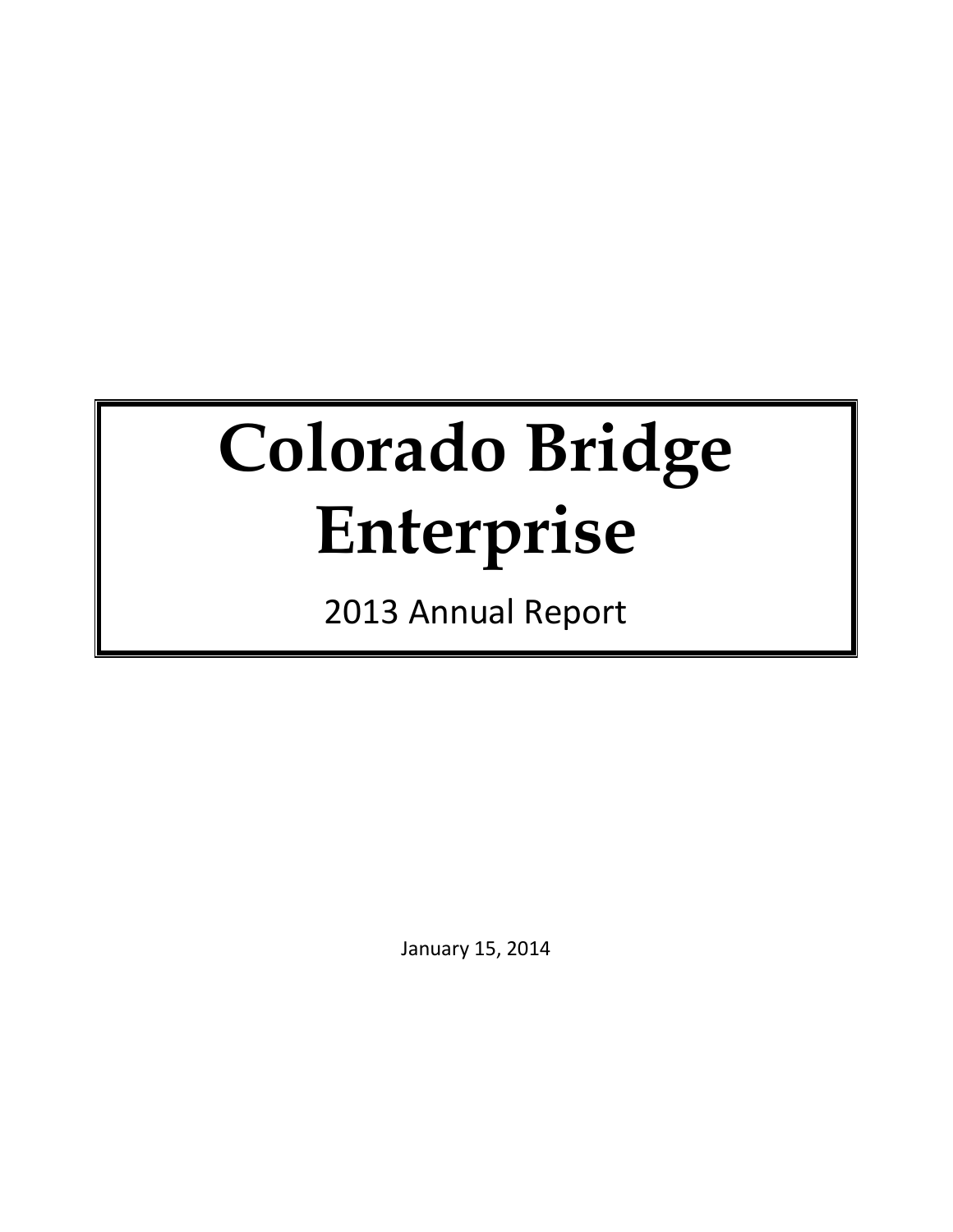# Colorado Bridge Enterprise

2013 Annual Report

January 15, 2014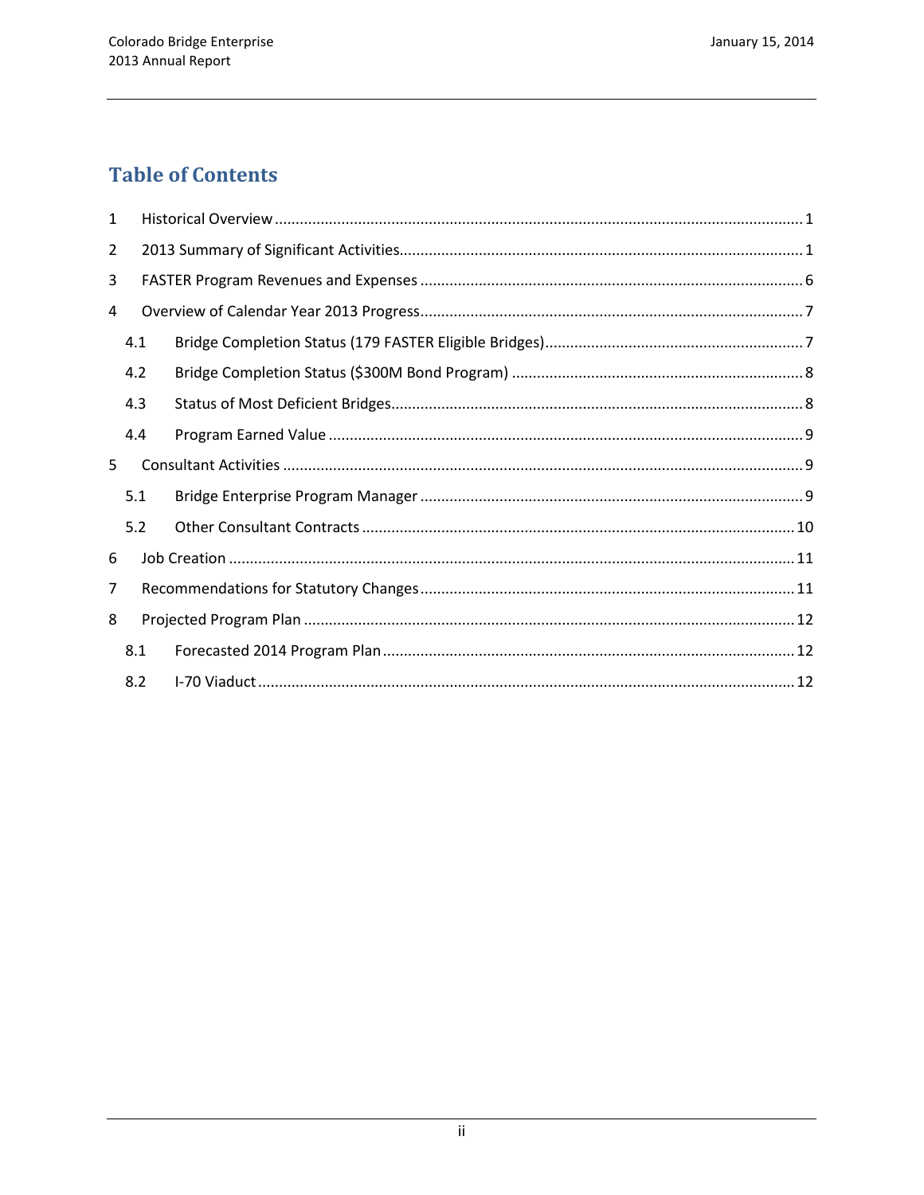# Table of Contents

1 Historical Overview ..... 1

2 2013 Summary of Significant Activities ..... 1

3 FASTER Program Revenues and Expenses ..... 6

4 Overview of Calendar Year 2013 Progress ..... 7

- 4.1 Bridge Completion Status (179 FASTER Eligible Bridges) ..... 7
- 4.2 Bridge Completion Status ($300M Bond Program) ..... 8
- 4.3 Status of Most Deficient Bridges ..... 8
- 4.4 Program Earned Value ..... 9

5 Consultant Activities ..... 9

- 5.1 Bridge Enterprise Program Manager ..... 9
- 5.2 Other Consultant Contracts ..... 10

6 Job Creation ..... 11

7 Recommendations for Statutory Changes ..... 11

8 Projected Program Plan ..... 12

- 8.1 Forecasted 2014 Program Plan ..... 12
- 8.2 I-70 Viaduct ..... 12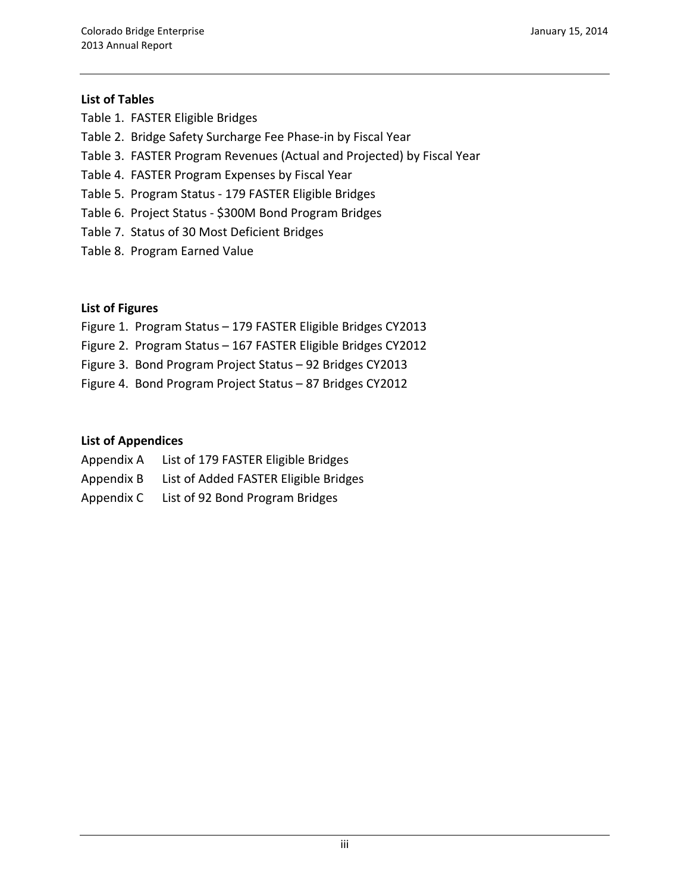**List of Tables**

Table 1. FASTER Eligible Bridges
Table 2. Bridge Safety Surcharge Fee Phase-in by Fiscal Year
Table 3. FASTER Program Revenues (Actual and Projected) by Fiscal Year
Table 4. FASTER Program Expenses by Fiscal Year
Table 5. Program Status - 179 FASTER Eligible Bridges
Table 6. Project Status - $300M Bond Program Bridges
Table 7. Status of 30 Most Deficient Bridges
Table 8. Program Earned Value

**List of Figures**

Figure 1. Program Status – 179 FASTER Eligible Bridges CY2013
Figure 2. Program Status – 167 FASTER Eligible Bridges CY2012
Figure 3. Bond Program Project Status – 92 Bridges CY2013
Figure 4. Bond Program Project Status – 87 Bridges CY2012

**List of Appendices**

Appendix A List of 179 FASTER Eligible Bridges
Appendix B List of Added FASTER Eligible Bridges
Appendix C List of 92 Bond Program Bridges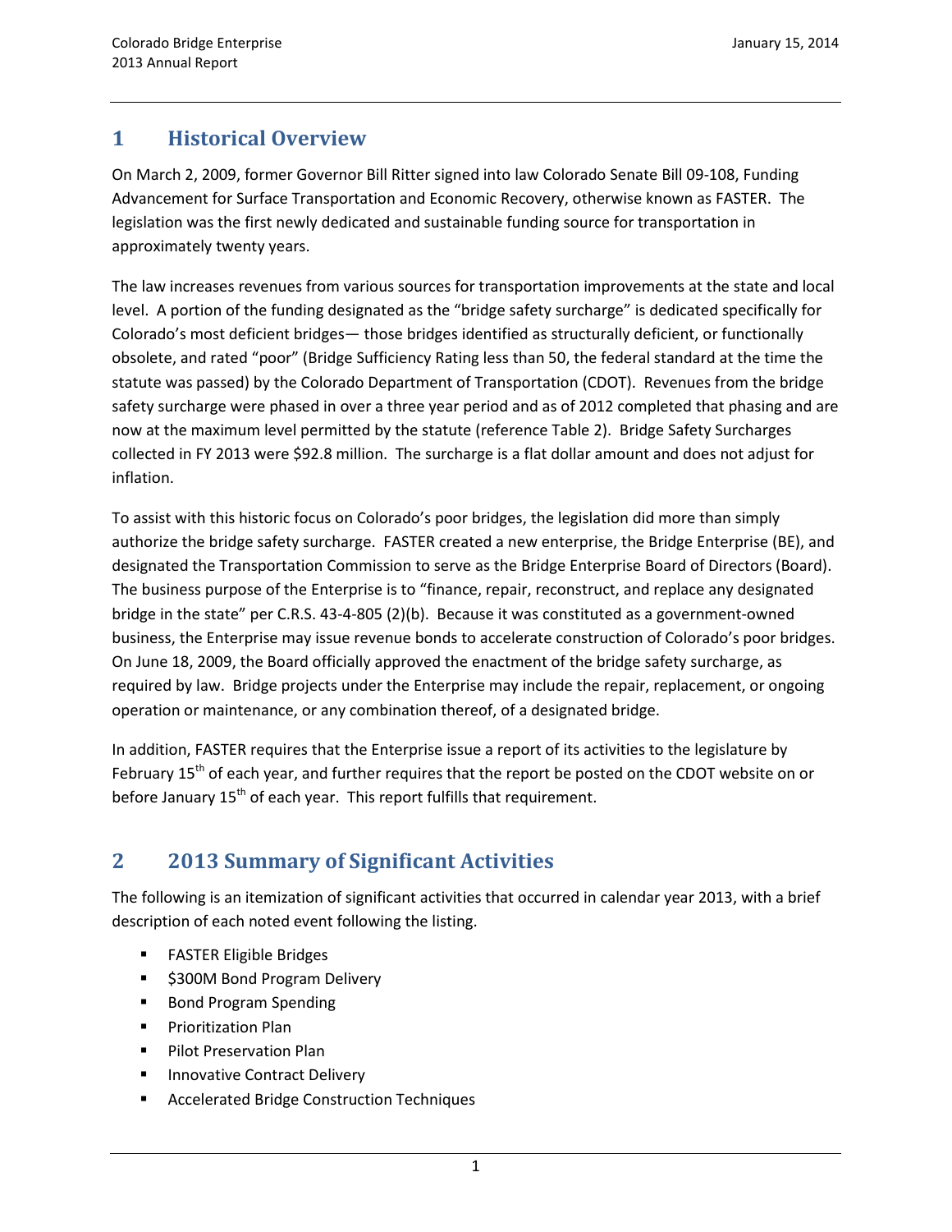# 1 Historical Overview

On March 2, 2009, former Governor Bill Ritter signed into law Colorado Senate Bill 09-108, Funding Advancement for Surface Transportation and Economic Recovery, otherwise known as FASTER. The legislation was the first newly dedicated and sustainable funding source for transportation in approximately twenty years.

The law increases revenues from various sources for transportation improvements at the state and local level. A portion of the funding designated as the "bridge safety surcharge" is dedicated specifically for Colorado's most deficient bridges— those bridges identified as structurally deficient, or functionally obsolete, and rated "poor" (Bridge Sufficiency Rating less than 50, the federal standard at the time the statute was passed) by the Colorado Department of Transportation (CDOT). Revenues from the bridge safety surcharge were phased in over a three year period and as of 2012 completed that phasing and are now at the maximum level permitted by the statute (reference Table 2). Bridge Safety Surcharges collected in FY 2013 were $92.8 million. The surcharge is a flat dollar amount and does not adjust for inflation.

To assist with this historic focus on Colorado's poor bridges, the legislation did more than simply authorize the bridge safety surcharge. FASTER created a new enterprise, the Bridge Enterprise (BE), and designated the Transportation Commission to serve as the Bridge Enterprise Board of Directors (Board). The business purpose of the Enterprise is to "finance, repair, reconstruct, and replace any designated bridge in the state" per C.R.S. 43-4-805 (2)(b). Because it was constituted as a government-owned business, the Enterprise may issue revenue bonds to accelerate construction of Colorado's poor bridges. On June 18, 2009, the Board officially approved the enactment of the bridge safety surcharge, as required by law. Bridge projects under the Enterprise may include the repair, replacement, or ongoing operation or maintenance, or any combination thereof, of a designated bridge.

In addition, FASTER requires that the Enterprise issue a report of its activities to the legislature by February 15th of each year, and further requires that the report be posted on the CDOT website on or before January 15th of each year. This report fulfills that requirement.

# 2 2013 Summary of Significant Activities

The following is an itemization of significant activities that occurred in calendar year 2013, with a brief description of each noted event following the listing.

- FASTER Eligible Bridges
- $300M Bond Program Delivery
- Bond Program Spending
- Prioritization Plan
- Pilot Preservation Plan
- Innovative Contract Delivery
- Accelerated Bridge Construction Techniques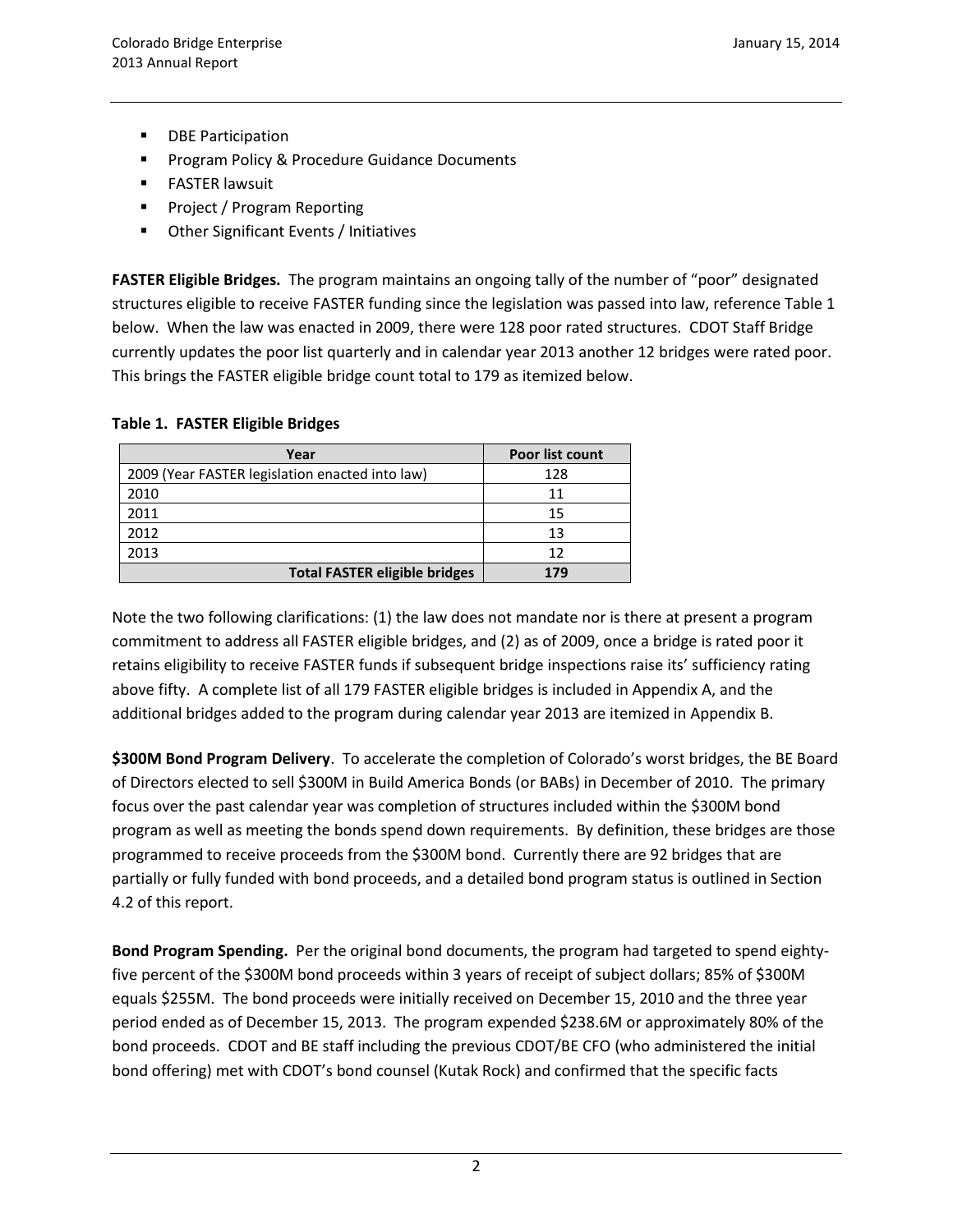- DBE Participation
- Program Policy & Procedure Guidance Documents
- FASTER lawsuit
- Project / Program Reporting
- Other Significant Events / Initiatives

**FASTER Eligible Bridges.** The program maintains an ongoing tally of the number of "poor" designated structures eligible to receive FASTER funding since the legislation was passed into law, reference Table 1 below. When the law was enacted in 2009, there were 128 poor rated structures. CDOT Staff Bridge currently updates the poor list quarterly and in calendar year 2013 another 12 bridges were rated poor. This brings the FASTER eligible bridge count total to 179 as itemized below.

**Table 1. FASTER Eligible Bridges**

| Year | Poor list count |
|---|---|
| 2009 (Year FASTER legislation enacted into law) | 128 |
| 2010 | 11 |
| 2011 | 15 |
| 2012 | 13 |
| 2013 | 12 |
| **Total FASTER eligible bridges** | **179** |

Note the two following clarifications: (1) the law does not mandate nor is there at present a program commitment to address all FASTER eligible bridges, and (2) as of 2009, once a bridge is rated poor it retains eligibility to receive FASTER funds if subsequent bridge inspections raise its' sufficiency rating above fifty. A complete list of all 179 FASTER eligible bridges is included in Appendix A, and the additional bridges added to the program during calendar year 2013 are itemized in Appendix B.

**$300M Bond Program Delivery**. To accelerate the completion of Colorado's worst bridges, the BE Board of Directors elected to sell $300M in Build America Bonds (or BABs) in December of 2010. The primary focus over the past calendar year was completion of structures included within the $300M bond program as well as meeting the bonds spend down requirements. By definition, these bridges are those programmed to receive proceeds from the $300M bond. Currently there are 92 bridges that are partially or fully funded with bond proceeds, and a detailed bond program status is outlined in Section 4.2 of this report.

**Bond Program Spending.** Per the original bond documents, the program had targeted to spend eighty-five percent of the $300M bond proceeds within 3 years of receipt of subject dollars; 85% of $300M equals $255M. The bond proceeds were initially received on December 15, 2010 and the three year period ended as of December 15, 2013. The program expended $238.6M or approximately 80% of the bond proceeds. CDOT and BE staff including the previous CDOT/BE CFO (who administered the initial bond offering) met with CDOT's bond counsel (Kutak Rock) and confirmed that the specific facts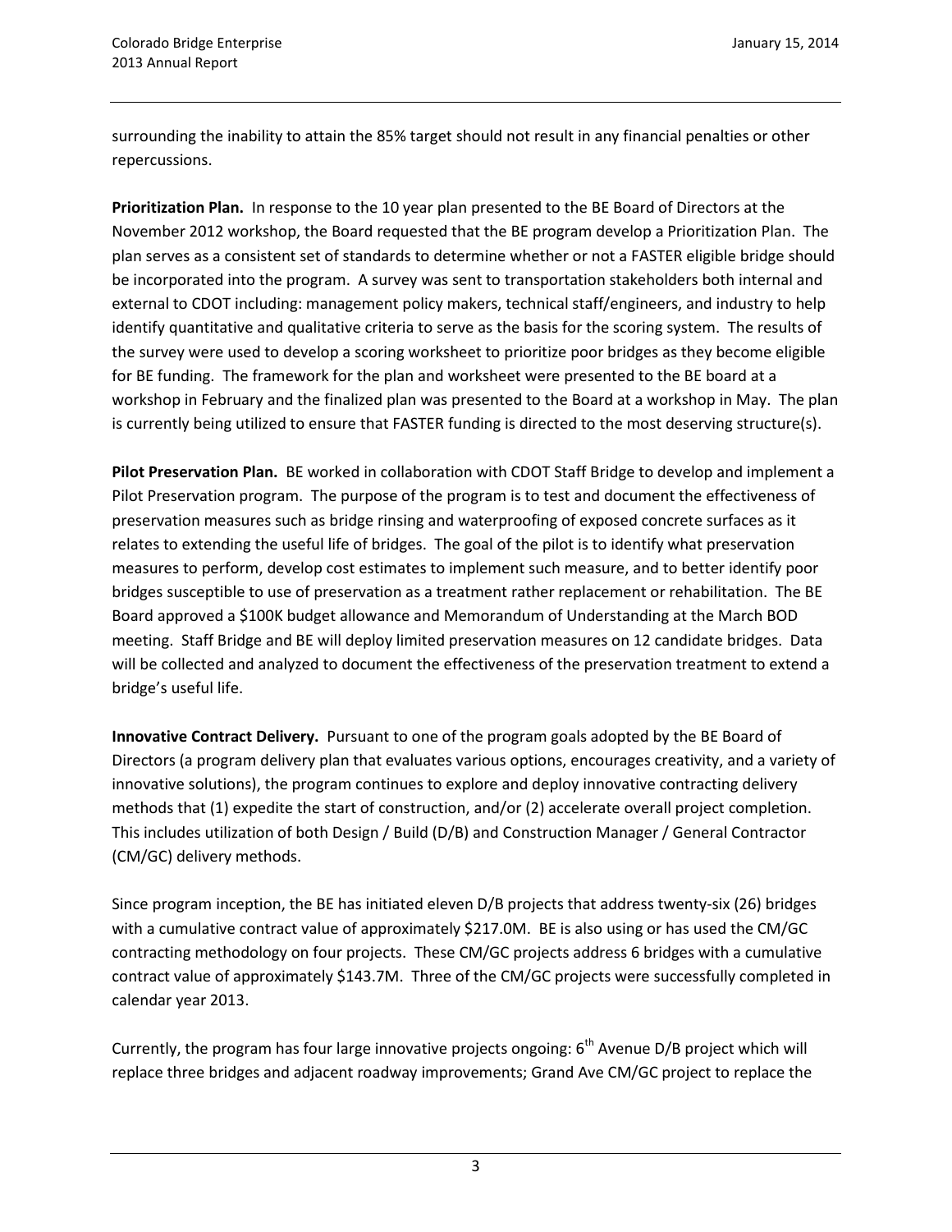surrounding the inability to attain the 85% target should not result in any financial penalties or other repercussions.

**Prioritization Plan.** In response to the 10 year plan presented to the BE Board of Directors at the November 2012 workshop, the Board requested that the BE program develop a Prioritization Plan. The plan serves as a consistent set of standards to determine whether or not a FASTER eligible bridge should be incorporated into the program. A survey was sent to transportation stakeholders both internal and external to CDOT including: management policy makers, technical staff/engineers, and industry to help identify quantitative and qualitative criteria to serve as the basis for the scoring system. The results of the survey were used to develop a scoring worksheet to prioritize poor bridges as they become eligible for BE funding. The framework for the plan and worksheet were presented to the BE board at a workshop in February and the finalized plan was presented to the Board at a workshop in May. The plan is currently being utilized to ensure that FASTER funding is directed to the most deserving structure(s).

**Pilot Preservation Plan.** BE worked in collaboration with CDOT Staff Bridge to develop and implement a Pilot Preservation program. The purpose of the program is to test and document the effectiveness of preservation measures such as bridge rinsing and waterproofing of exposed concrete surfaces as it relates to extending the useful life of bridges. The goal of the pilot is to identify what preservation measures to perform, develop cost estimates to implement such measure, and to better identify poor bridges susceptible to use of preservation as a treatment rather replacement or rehabilitation. The BE Board approved a $100K budget allowance and Memorandum of Understanding at the March BOD meeting. Staff Bridge and BE will deploy limited preservation measures on 12 candidate bridges. Data will be collected and analyzed to document the effectiveness of the preservation treatment to extend a bridge's useful life.

**Innovative Contract Delivery.** Pursuant to one of the program goals adopted by the BE Board of Directors (a program delivery plan that evaluates various options, encourages creativity, and a variety of innovative solutions), the program continues to explore and deploy innovative contracting delivery methods that (1) expedite the start of construction, and/or (2) accelerate overall project completion. This includes utilization of both Design / Build (D/B) and Construction Manager / General Contractor (CM/GC) delivery methods.

Since program inception, the BE has initiated eleven D/B projects that address twenty-six (26) bridges with a cumulative contract value of approximately $217.0M. BE is also using or has used the CM/GC contracting methodology on four projects. These CM/GC projects address 6 bridges with a cumulative contract value of approximately $143.7M. Three of the CM/GC projects were successfully completed in calendar year 2013.

Currently, the program has four large innovative projects ongoing: 6th Avenue D/B project which will replace three bridges and adjacent roadway improvements; Grand Ave CM/GC project to replace the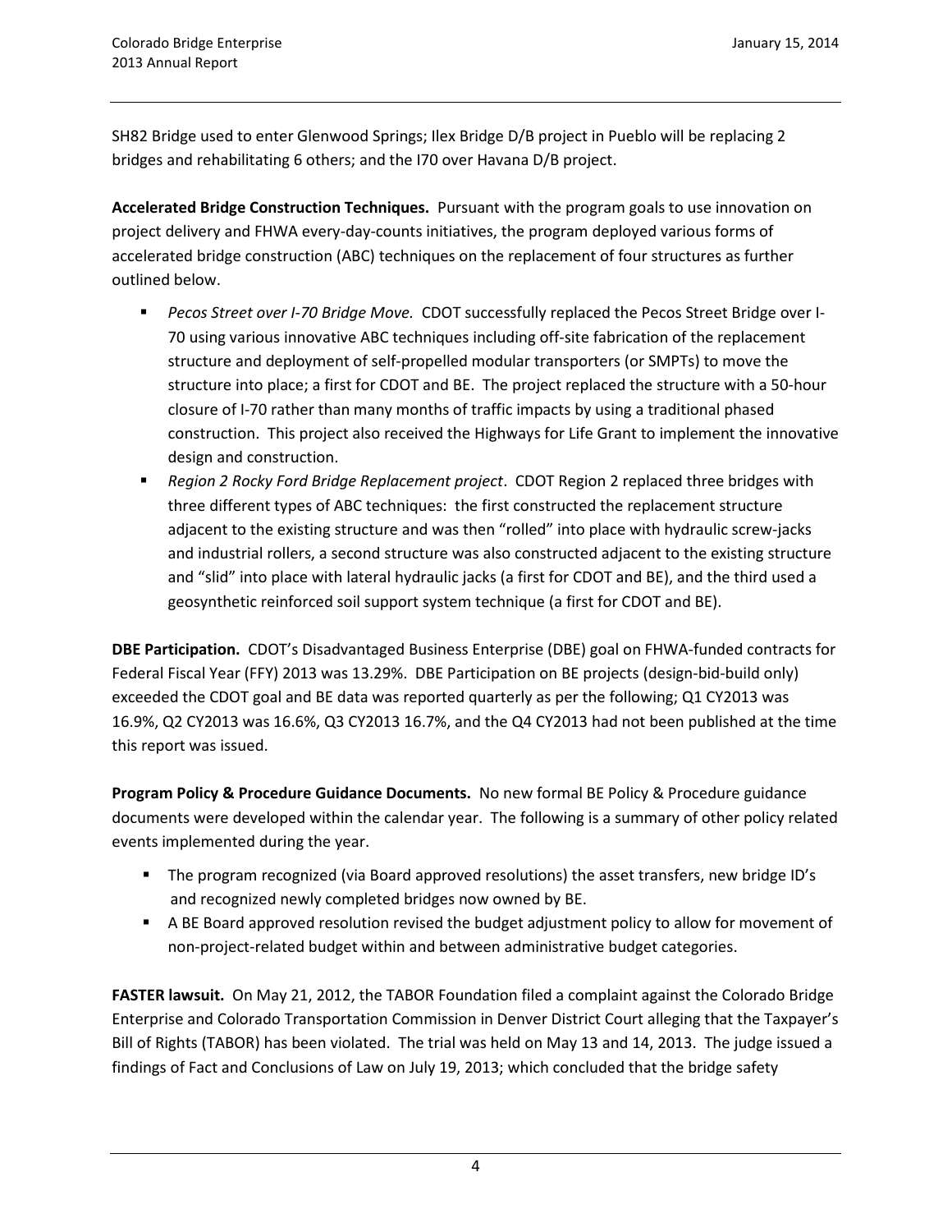SH82 Bridge used to enter Glenwood Springs; Ilex Bridge D/B project in Pueblo will be replacing 2 bridges and rehabilitating 6 others; and the I70 over Havana D/B project.

**Accelerated Bridge Construction Techniques.** Pursuant with the program goals to use innovation on project delivery and FHWA every-day-counts initiatives, the program deployed various forms of accelerated bridge construction (ABC) techniques on the replacement of four structures as further outlined below.

- *Pecos Street over I-70 Bridge Move.* CDOT successfully replaced the Pecos Street Bridge over I-70 using various innovative ABC techniques including off-site fabrication of the replacement structure and deployment of self-propelled modular transporters (or SMPTs) to move the structure into place; a first for CDOT and BE. The project replaced the structure with a 50-hour closure of I-70 rather than many months of traffic impacts by using a traditional phased construction. This project also received the Highways for Life Grant to implement the innovative design and construction.
- *Region 2 Rocky Ford Bridge Replacement project*. CDOT Region 2 replaced three bridges with three different types of ABC techniques: the first constructed the replacement structure adjacent to the existing structure and was then "rolled" into place with hydraulic screw-jacks and industrial rollers, a second structure was also constructed adjacent to the existing structure and "slid" into place with lateral hydraulic jacks (a first for CDOT and BE), and the third used a geosynthetic reinforced soil support system technique (a first for CDOT and BE).

**DBE Participation.** CDOT's Disadvantaged Business Enterprise (DBE) goal on FHWA-funded contracts for Federal Fiscal Year (FFY) 2013 was 13.29%. DBE Participation on BE projects (design-bid-build only) exceeded the CDOT goal and BE data was reported quarterly as per the following; Q1 CY2013 was 16.9%, Q2 CY2013 was 16.6%, Q3 CY2013 16.7%, and the Q4 CY2013 had not been published at the time this report was issued.

**Program Policy & Procedure Guidance Documents.** No new formal BE Policy & Procedure guidance documents were developed within the calendar year. The following is a summary of other policy related events implemented during the year.

- The program recognized (via Board approved resolutions) the asset transfers, new bridge ID's and recognized newly completed bridges now owned by BE.
- A BE Board approved resolution revised the budget adjustment policy to allow for movement of non-project-related budget within and between administrative budget categories.

**FASTER lawsuit.** On May 21, 2012, the TABOR Foundation filed a complaint against the Colorado Bridge Enterprise and Colorado Transportation Commission in Denver District Court alleging that the Taxpayer's Bill of Rights (TABOR) has been violated. The trial was held on May 13 and 14, 2013. The judge issued a findings of Fact and Conclusions of Law on July 19, 2013; which concluded that the bridge safety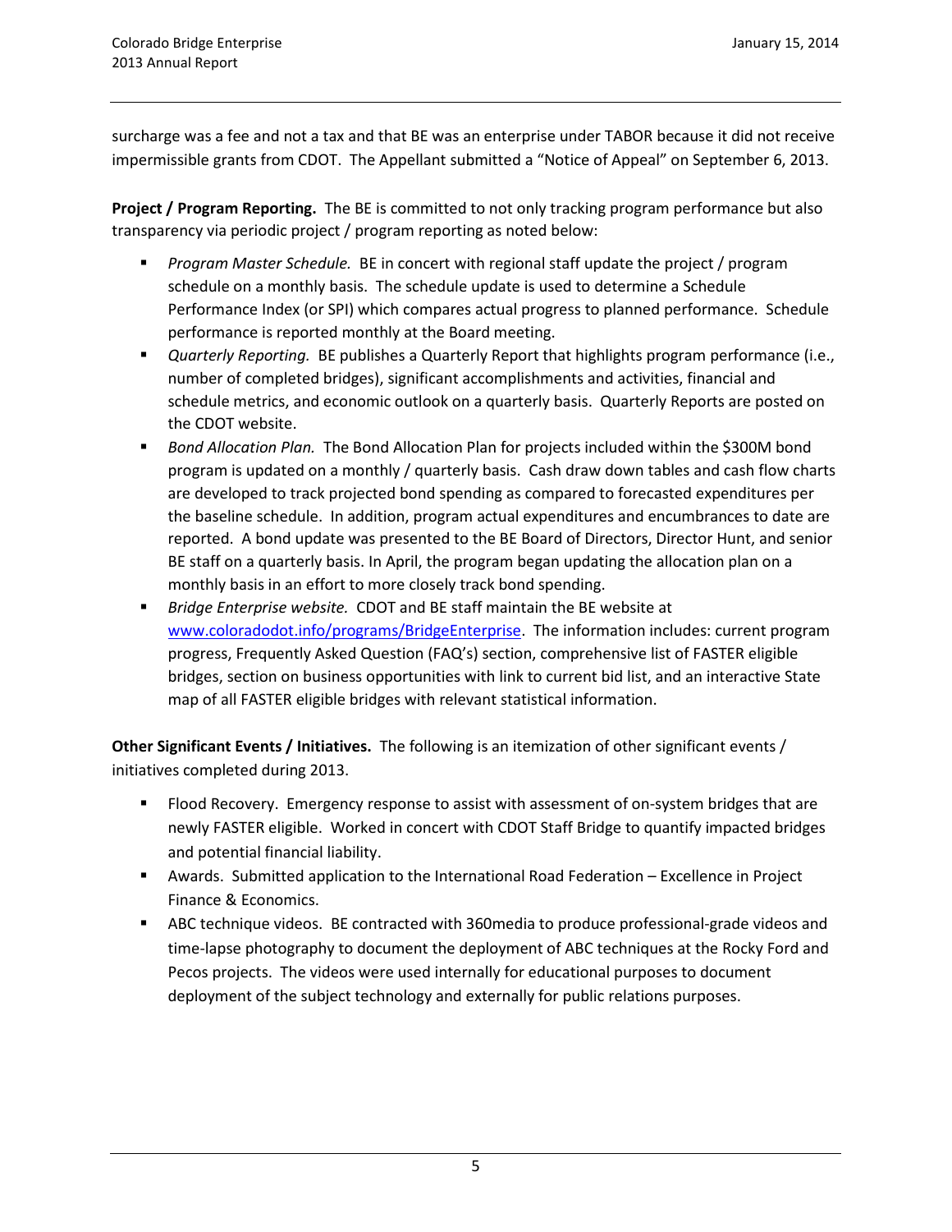surcharge was a fee and not a tax and that BE was an enterprise under TABOR because it did not receive impermissible grants from CDOT. The Appellant submitted a "Notice of Appeal" on September 6, 2013.

**Project / Program Reporting.** The BE is committed to not only tracking program performance but also transparency via periodic project / program reporting as noted below:

- *Program Master Schedule.* BE in concert with regional staff update the project / program schedule on a monthly basis. The schedule update is used to determine a Schedule Performance Index (or SPI) which compares actual progress to planned performance. Schedule performance is reported monthly at the Board meeting.
- *Quarterly Reporting.* BE publishes a Quarterly Report that highlights program performance (i.e., number of completed bridges), significant accomplishments and activities, financial and schedule metrics, and economic outlook on a quarterly basis. Quarterly Reports are posted on the CDOT website.
- *Bond Allocation Plan.* The Bond Allocation Plan for projects included within the $300M bond program is updated on a monthly / quarterly basis. Cash draw down tables and cash flow charts are developed to track projected bond spending as compared to forecasted expenditures per the baseline schedule. In addition, program actual expenditures and encumbrances to date are reported. A bond update was presented to the BE Board of Directors, Director Hunt, and senior BE staff on a quarterly basis. In April, the program began updating the allocation plan on a monthly basis in an effort to more closely track bond spending.
- *Bridge Enterprise website.* CDOT and BE staff maintain the BE website at www.coloradodot.info/programs/BridgeEnterprise. The information includes: current program progress, Frequently Asked Question (FAQ's) section, comprehensive list of FASTER eligible bridges, section on business opportunities with link to current bid list, and an interactive State map of all FASTER eligible bridges with relevant statistical information.

**Other Significant Events / Initiatives.** The following is an itemization of other significant events / initiatives completed during 2013.

- Flood Recovery. Emergency response to assist with assessment of on-system bridges that are newly FASTER eligible. Worked in concert with CDOT Staff Bridge to quantify impacted bridges and potential financial liability.
- Awards. Submitted application to the International Road Federation – Excellence in Project Finance & Economics.
- ABC technique videos. BE contracted with 360media to produce professional-grade videos and time-lapse photography to document the deployment of ABC techniques at the Rocky Ford and Pecos projects. The videos were used internally for educational purposes to document deployment of the subject technology and externally for public relations purposes.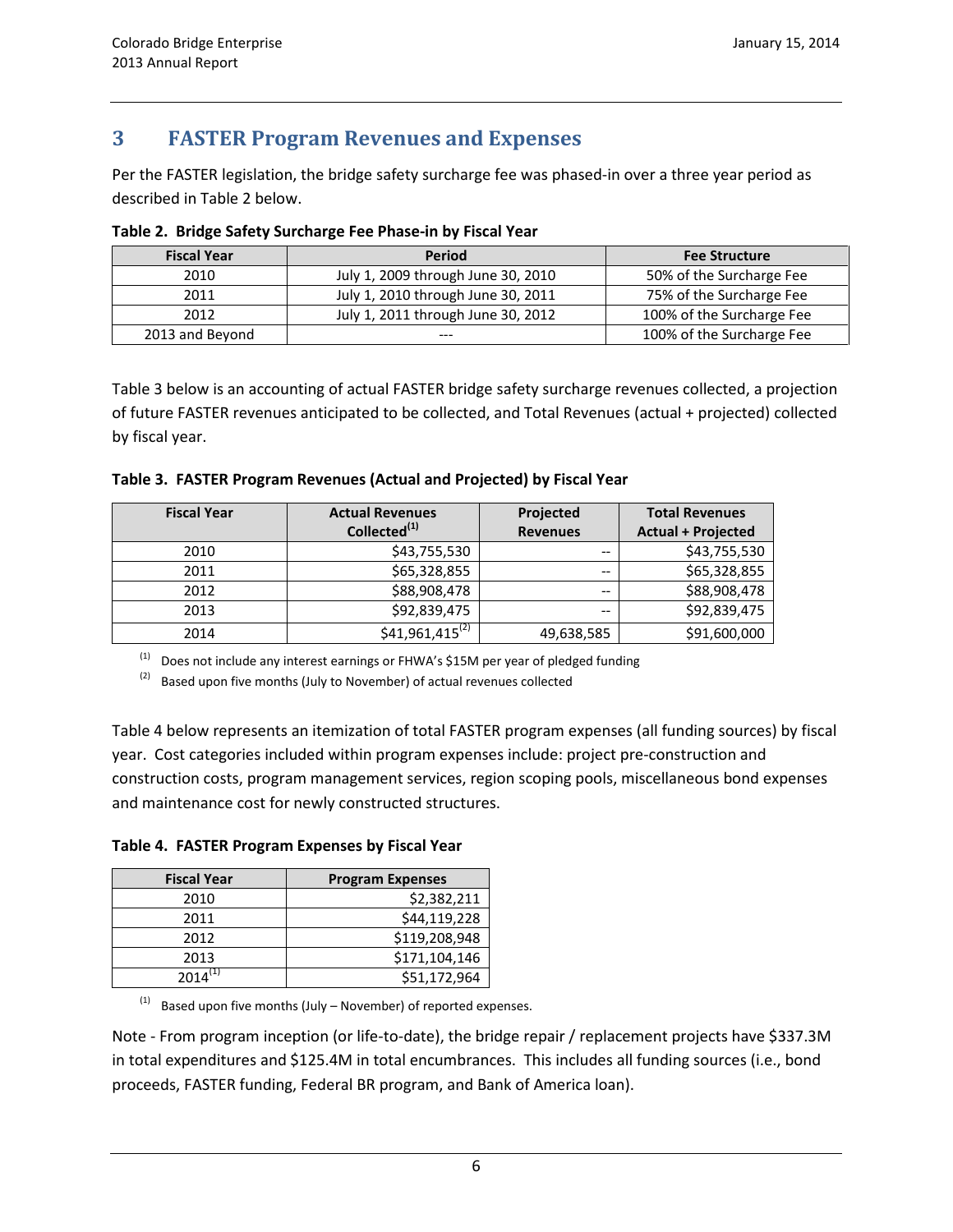# 3 FASTER Program Revenues and Expenses

Per the FASTER legislation, the bridge safety surcharge fee was phased-in over a three year period as described in Table 2 below.

**Table 2. Bridge Safety Surcharge Fee Phase-in by Fiscal Year**

| Fiscal Year | Period | Fee Structure |
|---|---|---|
| 2010 | July 1, 2009 through June 30, 2010 | 50% of the Surcharge Fee |
| 2011 | July 1, 2010 through June 30, 2011 | 75% of the Surcharge Fee |
| 2012 | July 1, 2011 through June 30, 2012 | 100% of the Surcharge Fee |
| 2013 and Beyond | --- | 100% of the Surcharge Fee |

Table 3 below is an accounting of actual FASTER bridge safety surcharge revenues collected, a projection of future FASTER revenues anticipated to be collected, and Total Revenues (actual + projected) collected by fiscal year.

**Table 3. FASTER Program Revenues (Actual and Projected) by Fiscal Year**

| Fiscal Year | Actual Revenues Collected[1] | Projected Revenues | Total Revenues Actual + Projected |
|---|---|---|---|
| 2010 | $43,755,530 | -- | $43,755,530 |
| 2011 | $65,328,855 | -- | $65,328,855 |
| 2012 | $88,908,478 | -- | $88,908,478 |
| 2013 | $92,839,475 | -- | $92,839,475 |
| 2014 | $41,961,415[2] | 49,638,585 | $91,600,000 |

[1] Does not include any interest earnings or FHWA's $15M per year of pledged funding

[2] Based upon five months (July to November) of actual revenues collected

Table 4 below represents an itemization of total FASTER program expenses (all funding sources) by fiscal year. Cost categories included within program expenses include: project pre-construction and construction costs, program management services, region scoping pools, miscellaneous bond expenses and maintenance cost for newly constructed structures.

**Table 4. FASTER Program Expenses by Fiscal Year**

| Fiscal Year | Program Expenses |
|---|---|
| 2010 | $2,382,211 |
| 2011 | $44,119,228 |
| 2012 | $119,208,948 |
| 2013 | $171,104,146 |
| 2014[1] | $51,172,964 |

[1] Based upon five months (July – November) of reported expenses.

Note - From program inception (or life-to-date), the bridge repair / replacement projects have $337.3M in total expenditures and $125.4M in total encumbrances. This includes all funding sources (i.e., bond proceeds, FASTER funding, Federal BR program, and Bank of America loan).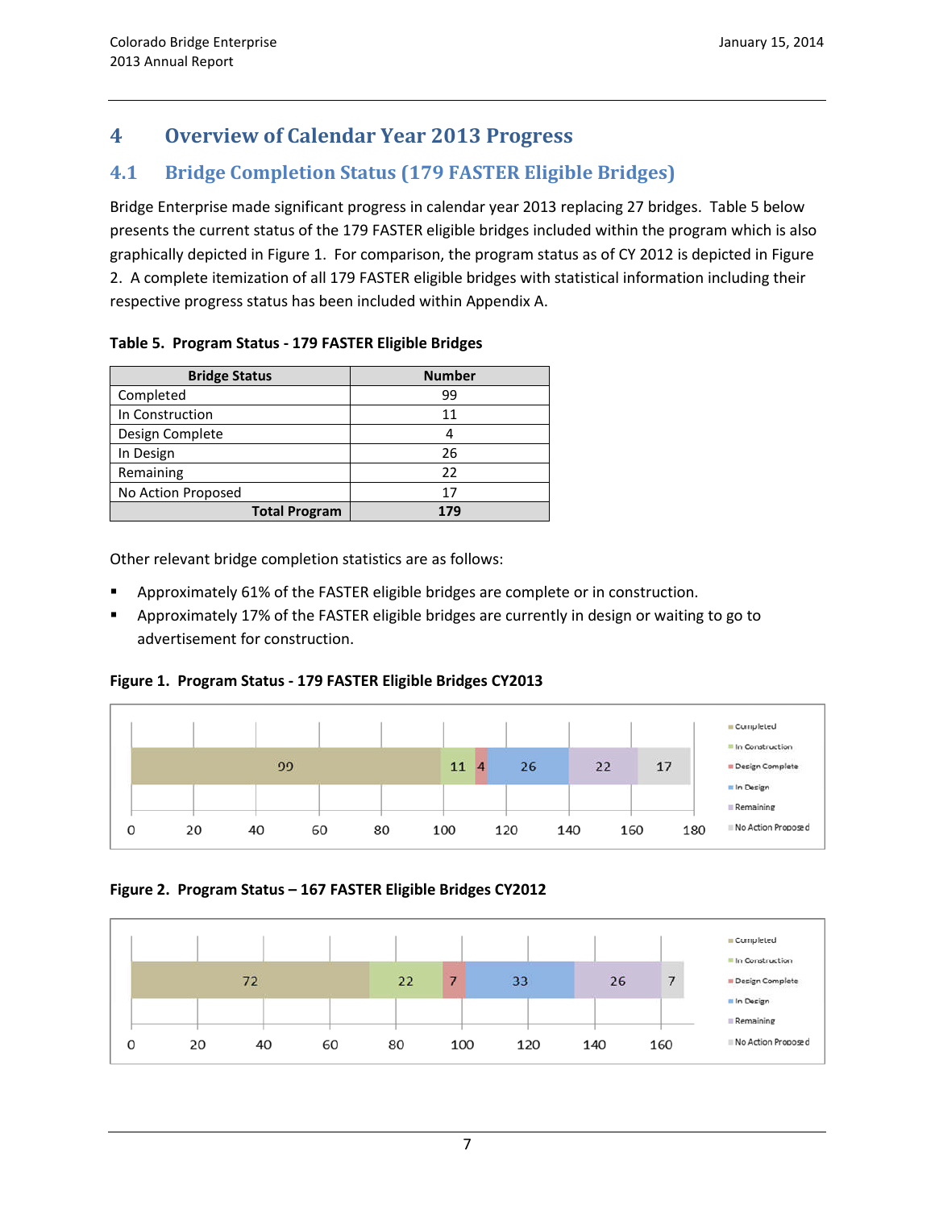# 4 Overview of Calendar Year 2013 Progress

## 4.1 Bridge Completion Status (179 FASTER Eligible Bridges)

Bridge Enterprise made significant progress in calendar year 2013 replacing 27 bridges. Table 5 below presents the current status of the 179 FASTER eligible bridges included within the program which is also graphically depicted in Figure 1. For comparison, the program status as of CY 2012 is depicted in Figure 2. A complete itemization of all 179 FASTER eligible bridges with statistical information including their respective progress status has been included within Appendix A.

**Table 5. Program Status - 179 FASTER Eligible Bridges**

| Bridge Status | Number |
|---|---|
| Completed | 99 |
| In Construction | 11 |
| Design Complete | 4 |
| In Design | 26 |
| Remaining | 22 |
| No Action Proposed | 17 |
| **Total Program** | **179** |

Other relevant bridge completion statistics are as follows:

- Approximately 61% of the FASTER eligible bridges are complete or in construction.
- Approximately 17% of the FASTER eligible bridges are currently in design or waiting to go to advertisement for construction.

**Figure 1. Program Status - 179 FASTER Eligible Bridges CY2013**

| Completed | In Construction | Design Complete | In Design | Remaining | No Action Proposed |
|---|---|---|---|---|---|
| 99 | 11 | 4 | 26 | 22 | 17 |

**Figure 2. Program Status – 167 FASTER Eligible Bridges CY2012**

| Completed | In Construction | Design Complete | In Design | Remaining | No Action Proposed |
|---|---|---|---|---|---|
| 72 | 22 | 7 | 33 | 26 | 7 |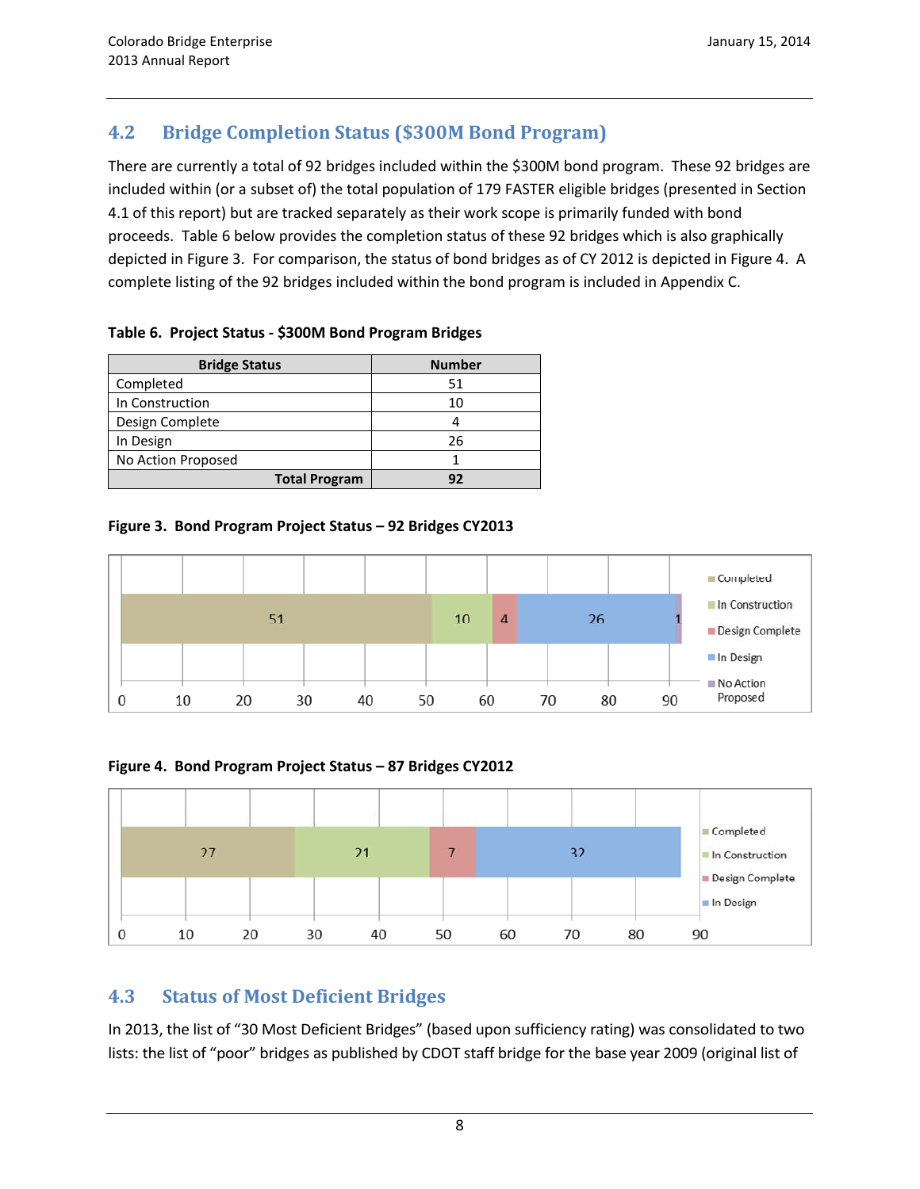## 4.2 Bridge Completion Status ($300M Bond Program)

There are currently a total of 92 bridges included within the $300M bond program. These 92 bridges are included within (or a subset of) the total population of 179 FASTER eligible bridges (presented in Section 4.1 of this report) but are tracked separately as their work scope is primarily funded with bond proceeds. Table 6 below provides the completion status of these 92 bridges which is also graphically depicted in Figure 3. For comparison, the status of bond bridges as of CY 2012 is depicted in Figure 4. A complete listing of the 92 bridges included within the bond program is included in Appendix C.

**Table 6. Project Status - $300M Bond Program Bridges**

| Bridge Status | Number |
|---|---|
| Completed | 51 |
| In Construction | 10 |
| Design Complete | 4 |
| In Design | 26 |
| No Action Proposed | 1 |
| **Total Program** | **92** |

**Figure 3. Bond Program Project Status – 92 Bridges CY2013**

**Figure 4. Bond Program Project Status – 87 Bridges CY2012**

## 4.3 Status of Most Deficient Bridges

In 2013, the list of "30 Most Deficient Bridges" (based upon sufficiency rating) was consolidated to two lists: the list of "poor" bridges as published by CDOT staff bridge for the base year 2009 (original list of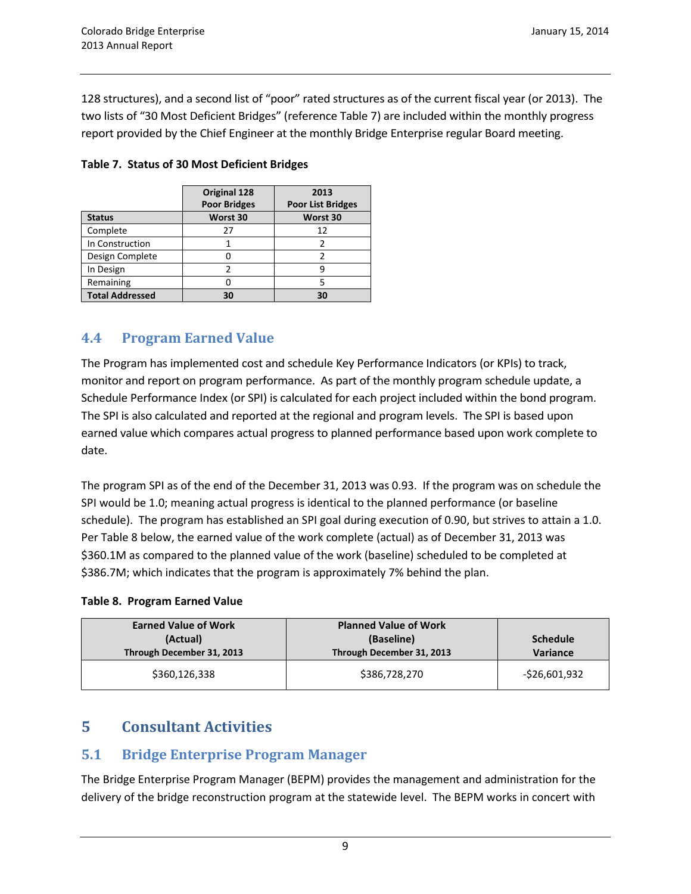128 structures), and a second list of “poor” rated structures as of the current fiscal year (or 2013). The two lists of “30 Most Deficient Bridges” (reference Table 7) are included within the monthly progress report provided by the Chief Engineer at the monthly Bridge Enterprise regular Board meeting.

**Table 7. Status of 30 Most Deficient Bridges**

| | Original 128 Poor Bridges | 2013 Poor List Bridges |
|---|---|---|
| **Status** | **Worst 30** | **Worst 30** |
| Complete | 27 | 12 |
| In Construction | 1 | 2 |
| Design Complete | 0 | 2 |
| In Design | 2 | 9 |
| Remaining | 0 | 5 |
| **Total Addressed** | **30** | **30** |

## 4.4 Program Earned Value

The Program has implemented cost and schedule Key Performance Indicators (or KPIs) to track, monitor and report on program performance. As part of the monthly program schedule update, a Schedule Performance Index (or SPI) is calculated for each project included within the bond program. The SPI is also calculated and reported at the regional and program levels. The SPI is based upon earned value which compares actual progress to planned performance based upon work complete to date.

The program SPI as of the end of the December 31, 2013 was 0.93. If the program was on schedule the SPI would be 1.0; meaning actual progress is identical to the planned performance (or baseline schedule). The program has established an SPI goal during execution of 0.90, but strives to attain a 1.0. Per Table 8 below, the earned value of the work complete (actual) as of December 31, 2013 was $360.1M as compared to the planned value of the work (baseline) scheduled to be completed at $386.7M; which indicates that the program is approximately 7% behind the plan.

**Table 8. Program Earned Value**

| Earned Value of Work (Actual) Through December 31, 2013 | Planned Value of Work (Baseline) Through December 31, 2013 | Schedule Variance |
|---|---|---|
| $360,126,338 | $386,728,270 | -$26,601,932 |

# 5 Consultant Activities

## 5.1 Bridge Enterprise Program Manager

The Bridge Enterprise Program Manager (BEPM) provides the management and administration for the delivery of the bridge reconstruction program at the statewide level. The BEPM works in concert with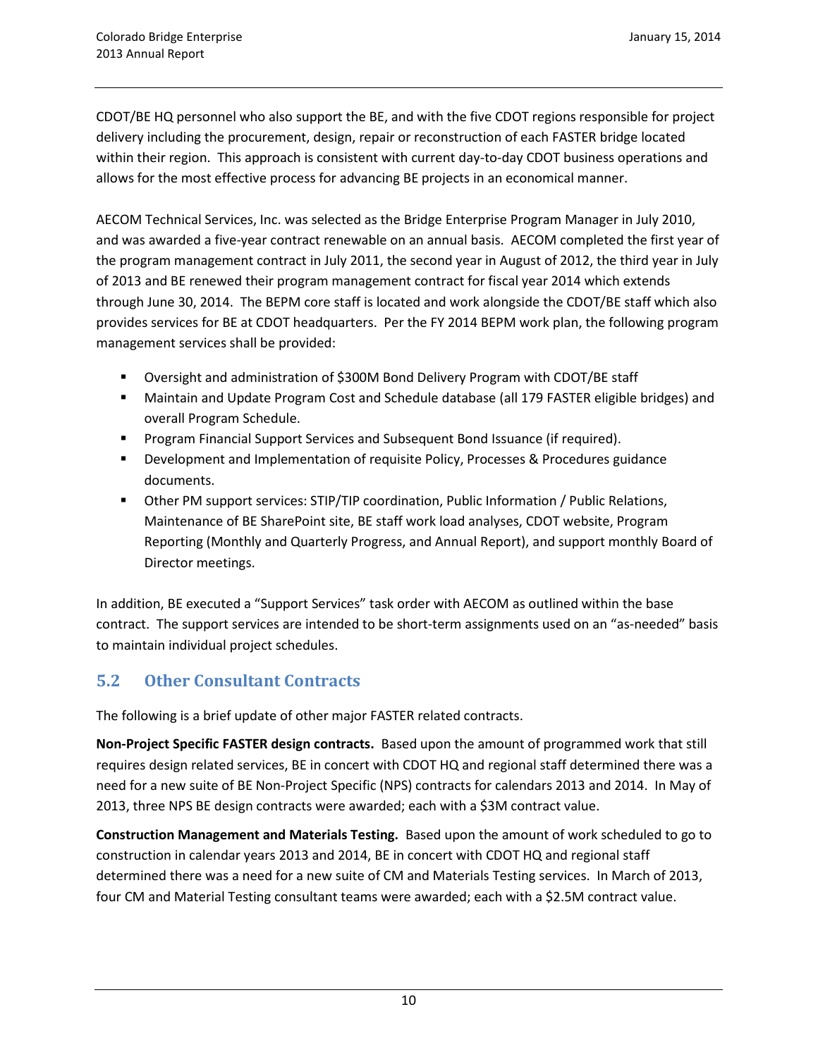CDOT/BE HQ personnel who also support the BE, and with the five CDOT regions responsible for project delivery including the procurement, design, repair or reconstruction of each FASTER bridge located within their region. This approach is consistent with current day-to-day CDOT business operations and allows for the most effective process for advancing BE projects in an economical manner.

AECOM Technical Services, Inc. was selected as the Bridge Enterprise Program Manager in July 2010, and was awarded a five-year contract renewable on an annual basis. AECOM completed the first year of the program management contract in July 2011, the second year in August of 2012, the third year in July of 2013 and BE renewed their program management contract for fiscal year 2014 which extends through June 30, 2014. The BEPM core staff is located and work alongside the CDOT/BE staff which also provides services for BE at CDOT headquarters. Per the FY 2014 BEPM work plan, the following program management services shall be provided:

- Oversight and administration of $300M Bond Delivery Program with CDOT/BE staff
- Maintain and Update Program Cost and Schedule database (all 179 FASTER eligible bridges) and overall Program Schedule.
- Program Financial Support Services and Subsequent Bond Issuance (if required).
- Development and Implementation of requisite Policy, Processes & Procedures guidance documents.
- Other PM support services: STIP/TIP coordination, Public Information / Public Relations, Maintenance of BE SharePoint site, BE staff work load analyses, CDOT website, Program Reporting (Monthly and Quarterly Progress, and Annual Report), and support monthly Board of Director meetings.

In addition, BE executed a "Support Services" task order with AECOM as outlined within the base contract. The support services are intended to be short-term assignments used on an "as-needed" basis to maintain individual project schedules.

## 5.2 Other Consultant Contracts

The following is a brief update of other major FASTER related contracts.

**Non-Project Specific FASTER design contracts.** Based upon the amount of programmed work that still requires design related services, BE in concert with CDOT HQ and regional staff determined there was a need for a new suite of BE Non-Project Specific (NPS) contracts for calendars 2013 and 2014. In May of 2013, three NPS BE design contracts were awarded; each with a $3M contract value.

**Construction Management and Materials Testing.** Based upon the amount of work scheduled to go to construction in calendar years 2013 and 2014, BE in concert with CDOT HQ and regional staff determined there was a need for a new suite of CM and Materials Testing services. In March of 2013, four CM and Material Testing consultant teams were awarded; each with a $2.5M contract value.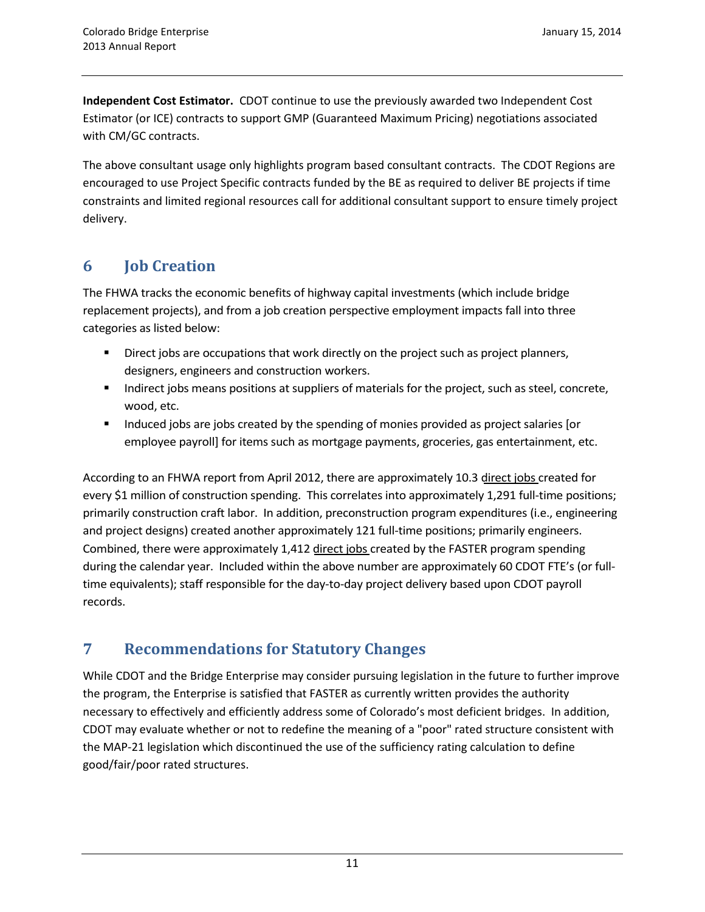**Independent Cost Estimator.** CDOT continue to use the previously awarded two Independent Cost Estimator (or ICE) contracts to support GMP (Guaranteed Maximum Pricing) negotiations associated with CM/GC contracts.

The above consultant usage only highlights program based consultant contracts. The CDOT Regions are encouraged to use Project Specific contracts funded by the BE as required to deliver BE projects if time constraints and limited regional resources call for additional consultant support to ensure timely project delivery.

# 6 Job Creation

The FHWA tracks the economic benefits of highway capital investments (which include bridge replacement projects), and from a job creation perspective employment impacts fall into three categories as listed below:

- Direct jobs are occupations that work directly on the project such as project planners, designers, engineers and construction workers.
- Indirect jobs means positions at suppliers of materials for the project, such as steel, concrete, wood, etc.
- Induced jobs are jobs created by the spending of monies provided as project salaries [or employee payroll] for items such as mortgage payments, groceries, gas entertainment, etc.

According to an FHWA report from April 2012, there are approximately 10.3 <u>direct jobs</u> created for every $1 million of construction spending. This correlates into approximately 1,291 full-time positions; primarily construction craft labor. In addition, preconstruction program expenditures (i.e., engineering and project designs) created another approximately 121 full-time positions; primarily engineers. Combined, there were approximately 1,412 <u>direct jobs</u> created by the FASTER program spending during the calendar year. Included within the above number are approximately 60 CDOT FTE's (or full-time equivalents); staff responsible for the day-to-day project delivery based upon CDOT payroll records.

# 7 Recommendations for Statutory Changes

While CDOT and the Bridge Enterprise may consider pursuing legislation in the future to further improve the program, the Enterprise is satisfied that FASTER as currently written provides the authority necessary to effectively and efficiently address some of Colorado's most deficient bridges. In addition, CDOT may evaluate whether or not to redefine the meaning of a "poor" rated structure consistent with the MAP-21 legislation which discontinued the use of the sufficiency rating calculation to define good/fair/poor rated structures.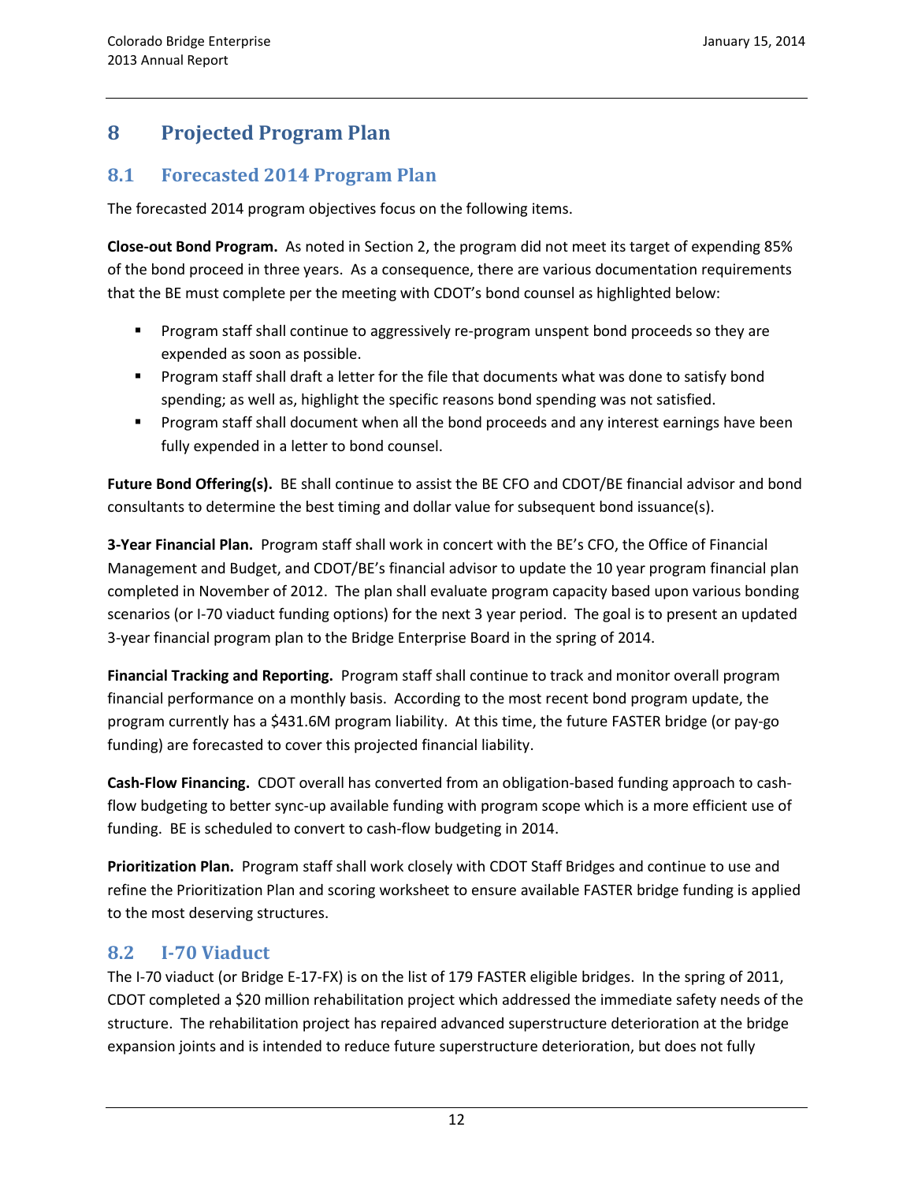# 8 Projected Program Plan

## 8.1 Forecasted 2014 Program Plan

The forecasted 2014 program objectives focus on the following items.

**Close-out Bond Program.** As noted in Section 2, the program did not meet its target of expending 85% of the bond proceed in three years. As a consequence, there are various documentation requirements that the BE must complete per the meeting with CDOT's bond counsel as highlighted below:

- Program staff shall continue to aggressively re-program unspent bond proceeds so they are expended as soon as possible.
- Program staff shall draft a letter for the file that documents what was done to satisfy bond spending; as well as, highlight the specific reasons bond spending was not satisfied.
- Program staff shall document when all the bond proceeds and any interest earnings have been fully expended in a letter to bond counsel.

**Future Bond Offering(s).** BE shall continue to assist the BE CFO and CDOT/BE financial advisor and bond consultants to determine the best timing and dollar value for subsequent bond issuance(s).

**3-Year Financial Plan.** Program staff shall work in concert with the BE's CFO, the Office of Financial Management and Budget, and CDOT/BE's financial advisor to update the 10 year program financial plan completed in November of 2012. The plan shall evaluate program capacity based upon various bonding scenarios (or I-70 viaduct funding options) for the next 3 year period. The goal is to present an updated 3-year financial program plan to the Bridge Enterprise Board in the spring of 2014.

**Financial Tracking and Reporting.** Program staff shall continue to track and monitor overall program financial performance on a monthly basis. According to the most recent bond program update, the program currently has a $431.6M program liability. At this time, the future FASTER bridge (or pay-go funding) are forecasted to cover this projected financial liability.

**Cash-Flow Financing.** CDOT overall has converted from an obligation-based funding approach to cash-flow budgeting to better sync-up available funding with program scope which is a more efficient use of funding. BE is scheduled to convert to cash-flow budgeting in 2014.

**Prioritization Plan.** Program staff shall work closely with CDOT Staff Bridges and continue to use and refine the Prioritization Plan and scoring worksheet to ensure available FASTER bridge funding is applied to the most deserving structures.

## 8.2 I-70 Viaduct

The I-70 viaduct (or Bridge E-17-FX) is on the list of 179 FASTER eligible bridges. In the spring of 2011, CDOT completed a $20 million rehabilitation project which addressed the immediate safety needs of the structure. The rehabilitation project has repaired advanced superstructure deterioration at the bridge expansion joints and is intended to reduce future superstructure deterioration, but does not fully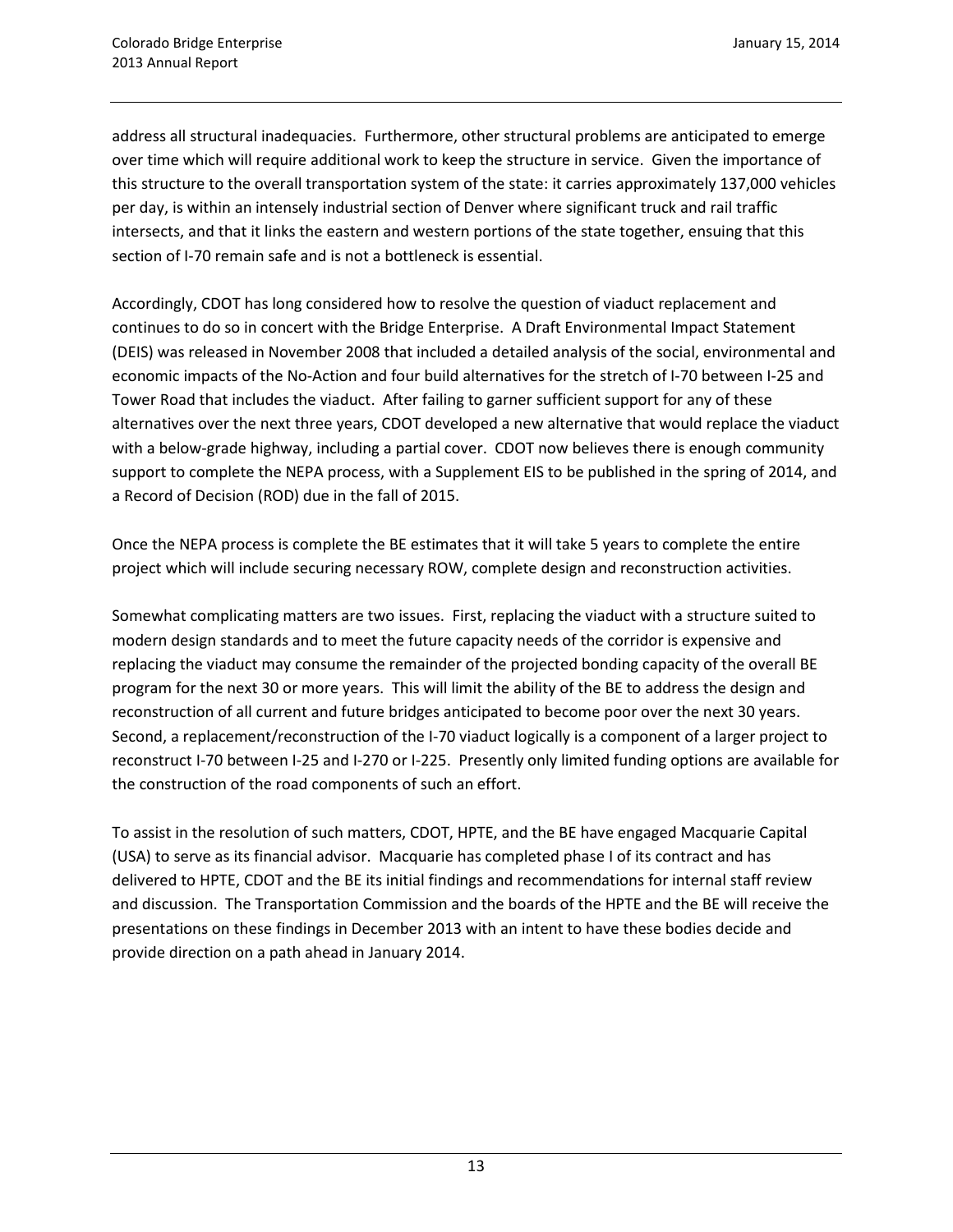address all structural inadequacies. Furthermore, other structural problems are anticipated to emerge over time which will require additional work to keep the structure in service. Given the importance of this structure to the overall transportation system of the state: it carries approximately 137,000 vehicles per day, is within an intensely industrial section of Denver where significant truck and rail traffic intersects, and that it links the eastern and western portions of the state together, ensuing that this section of I-70 remain safe and is not a bottleneck is essential.

Accordingly, CDOT has long considered how to resolve the question of viaduct replacement and continues to do so in concert with the Bridge Enterprise. A Draft Environmental Impact Statement (DEIS) was released in November 2008 that included a detailed analysis of the social, environmental and economic impacts of the No-Action and four build alternatives for the stretch of I-70 between I-25 and Tower Road that includes the viaduct. After failing to garner sufficient support for any of these alternatives over the next three years, CDOT developed a new alternative that would replace the viaduct with a below-grade highway, including a partial cover. CDOT now believes there is enough community support to complete the NEPA process, with a Supplement EIS to be published in the spring of 2014, and a Record of Decision (ROD) due in the fall of 2015.

Once the NEPA process is complete the BE estimates that it will take 5 years to complete the entire project which will include securing necessary ROW, complete design and reconstruction activities.

Somewhat complicating matters are two issues. First, replacing the viaduct with a structure suited to modern design standards and to meet the future capacity needs of the corridor is expensive and replacing the viaduct may consume the remainder of the projected bonding capacity of the overall BE program for the next 30 or more years. This will limit the ability of the BE to address the design and reconstruction of all current and future bridges anticipated to become poor over the next 30 years. Second, a replacement/reconstruction of the I-70 viaduct logically is a component of a larger project to reconstruct I-70 between I-25 and I-270 or I-225. Presently only limited funding options are available for the construction of the road components of such an effort.

To assist in the resolution of such matters, CDOT, HPTE, and the BE have engaged Macquarie Capital (USA) to serve as its financial advisor. Macquarie has completed phase I of its contract and has delivered to HPTE, CDOT and the BE its initial findings and recommendations for internal staff review and discussion. The Transportation Commission and the boards of the HPTE and the BE will receive the presentations on these findings in December 2013 with an intent to have these bodies decide and provide direction on a path ahead in January 2014.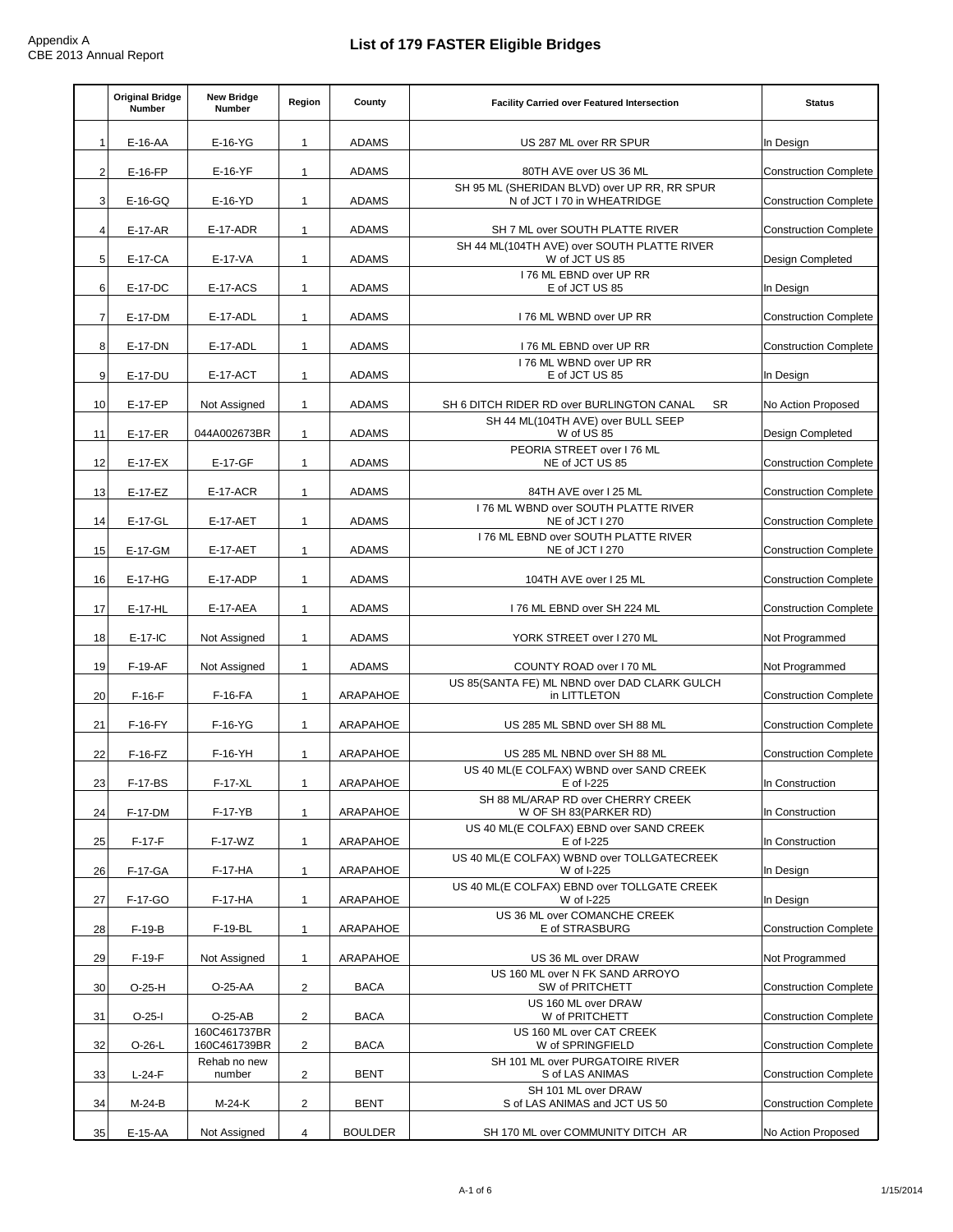Appendix A
CBE 2013 Annual Report

# List of 179 FASTER Eligible Bridges

| | Original Bridge Number | New Bridge Number | Region | County | Facility Carried over Featured Intersection | Status |
|---|---|---|---|---|---|---|
| 1 | E-16-AA | E-16-YG | 1 | ADAMS | US 287 ML over RR SPUR | In Design |
| 2 | E-16-FP | E-16-YF | 1 | ADAMS | 80TH AVE over US 36 ML | Construction Complete |
| 3 | E-16-GQ | E-16-YD | 1 | ADAMS | SH 95 ML (SHERIDAN BLVD) over UP RR, RR SPUR N of JCT I 70 in WHEATRIDGE | Construction Complete |
| 4 | E-17-AR | E-17-ADR | 1 | ADAMS | SH 7 ML over SOUTH PLATTE RIVER | Construction Complete |
| 5 | E-17-CA | E-17-VA | 1 | ADAMS | SH 44 ML(104TH AVE) over SOUTH PLATTE RIVER W of JCT US 85 | Design Completed |
| 6 | E-17-DC | E-17-ACS | 1 | ADAMS | I 76 ML EBND over UP RR E of JCT US 85 | In Design |
| 7 | E-17-DM | E-17-ADL | 1 | ADAMS | I 76 ML WBND over UP RR | Construction Complete |
| 8 | E-17-DN | E-17-ADL | 1 | ADAMS | I 76 ML EBND over UP RR | Construction Complete |
| 9 | E-17-DU | E-17-ACT | 1 | ADAMS | I 76 ML WBND over UP RR E of JCT US 85 | In Design |
| 10 | E-17-EP | Not Assigned | 1 | ADAMS | SH 6 DITCH RIDER RD over BURLINGTON CANAL SR | No Action Proposed |
| 11 | E-17-ER | 044A002673BR | 1 | ADAMS | SH 44 ML(104TH AVE) over BULL SEEP W of US 85 | Design Completed |
| 12 | E-17-EX | E-17-GF | 1 | ADAMS | PEORIA STREET over I 76 ML NE of JCT US 85 | Construction Complete |
| 13 | E-17-EZ | E-17-ACR | 1 | ADAMS | 84TH AVE over I 25 ML | Construction Complete |
| 14 | E-17-GL | E-17-AET | 1 | ADAMS | I 76 ML WBND over SOUTH PLATTE RIVER NE of JCT I 270 | Construction Complete |
| 15 | E-17-GM | E-17-AET | 1 | ADAMS | I 76 ML EBND over SOUTH PLATTE RIVER NE of JCT I 270 | Construction Complete |
| 16 | E-17-HG | E-17-ADP | 1 | ADAMS | 104TH AVE over I 25 ML | Construction Complete |
| 17 | E-17-HL | E-17-AEA | 1 | ADAMS | I 76 ML EBND over SH 224 ML | Construction Complete |
| 18 | E-17-IC | Not Assigned | 1 | ADAMS | YORK STREET over I 270 ML | Not Programmed |
| 19 | F-19-AF | Not Assigned | 1 | ADAMS | COUNTY ROAD over I 70 ML | Not Programmed |
| 20 | F-16-F | F-16-FA | 1 | ARAPAHOE | US 85(SANTA FE) ML NBND over DAD CLARK GULCH in LITTLETON | Construction Complete |
| 21 | F-16-FY | F-16-YG | 1 | ARAPAHOE | US 285 ML SBND over SH 88 ML | Construction Complete |
| 22 | F-16-FZ | F-16-YH | 1 | ARAPAHOE | US 285 ML NBND over SH 88 ML | Construction Complete |
| 23 | F-17-BS | F-17-XL | 1 | ARAPAHOE | US 40 ML(E COLFAX) WBND over SAND CREEK E of I-225 | In Construction |
| 24 | F-17-DM | F-17-YB | 1 | ARAPAHOE | SH 88 ML/ARAP RD over CHERRY CREEK W OF SH 83(PARKER RD) | In Construction |
| 25 | F-17-F | F-17-WZ | 1 | ARAPAHOE | US 40 ML(E COLFAX) EBND over SAND CREEK E of I-225 | In Construction |
| 26 | F-17-GA | F-17-HA | 1 | ARAPAHOE | US 40 ML(E COLFAX) WBND over TOLLGATECREEK W of I-225 | In Design |
| 27 | F-17-GO | F-17-HA | 1 | ARAPAHOE | US 40 ML(E COLFAX) EBND over TOLLGATE CREEK W of I-225 | In Design |
| 28 | F-19-B | F-19-BL | 1 | ARAPAHOE | US 36 ML over COMANCHE CREEK E of STRASBURG | Construction Complete |
| 29 | F-19-F | Not Assigned | 1 | ARAPAHOE | US 36 ML over DRAW | Not Programmed |
| 30 | O-25-H | O-25-AA | 2 | BACA | US 160 ML over N FK SAND ARROYO SW of PRITCHETT | Construction Complete |
| 31 | O-25-I | O-25-AB | 2 | BACA | US 160 ML over DRAW W of PRITCHETT | Construction Complete |
| 32 | O-26-L | 160C461737BR 160C461739BR | 2 | BACA | US 160 ML over CAT CREEK W of SPRINGFIELD | Construction Complete |
| 33 | L-24-F | Rehab no new number | 2 | BENT | SH 101 ML over PURGATOIRE RIVER S of LAS ANIMAS | Construction Complete |
| 34 | M-24-B | M-24-K | 2 | BENT | SH 101 ML over DRAW S of LAS ANIMAS and JCT US 50 | Construction Complete |
| 35 | E-15-AA | Not Assigned | 4 | BOULDER | SH 170 ML over COMMUNITY DITCH AR | No Action Proposed |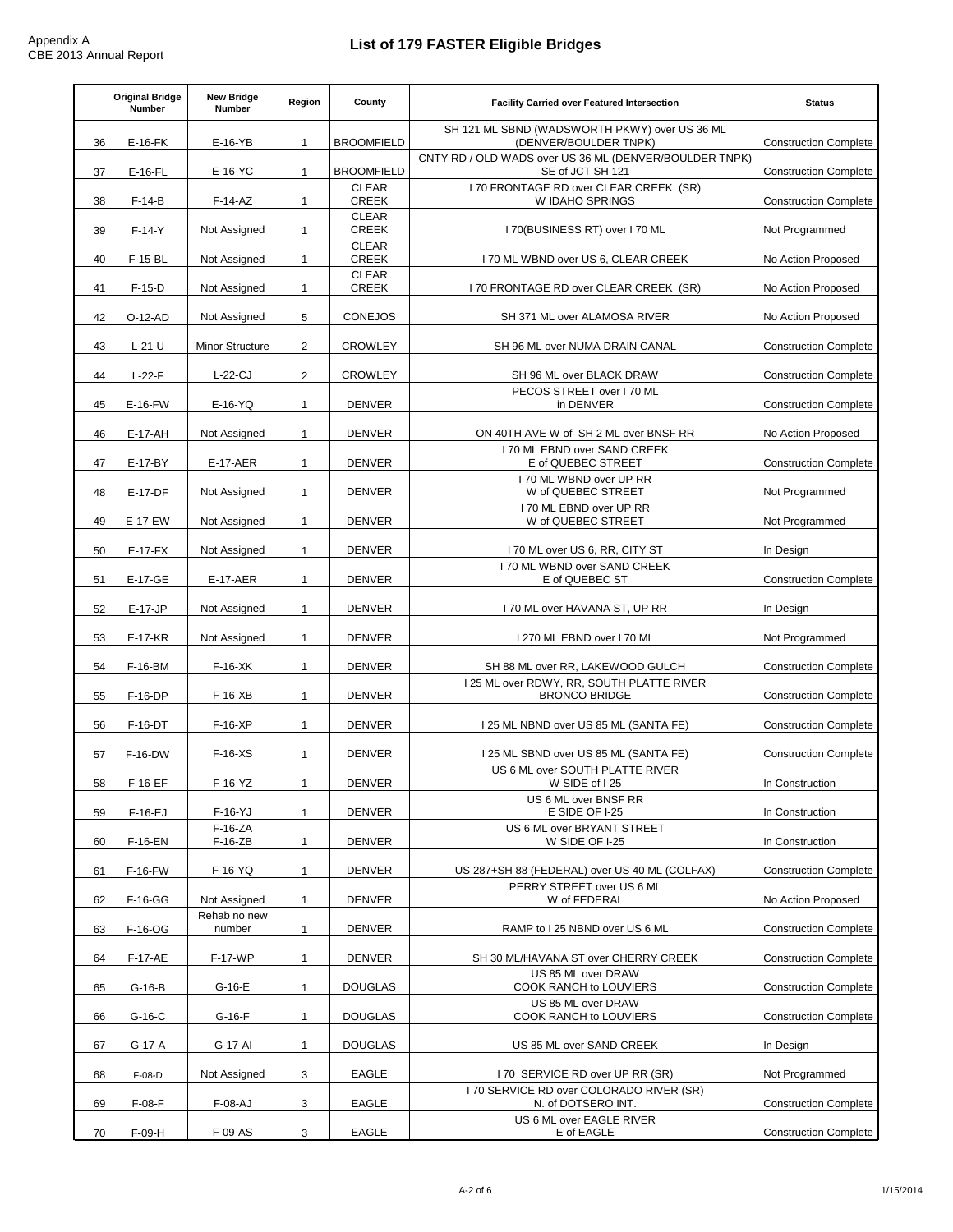Appendix A
CBE 2013 Annual Report

# List of 179 FASTER Eligible Bridges

| | Original Bridge Number | New Bridge Number | Region | County | Facility Carried over Featured Intersection | Status |
|---|---|---|---|---|---|---|
| 36 | E-16-FK | E-16-YB | 1 | BROOMFIELD | SH 121 ML SBND (WADSWORTH PKWY) over US 36 ML (DENVER/BOULDER TNPK) | Construction Complete |
| 37 | E-16-FL | E-16-YC | 1 | BROOMFIELD | CNTY RD / OLD WADS over US 36 ML (DENVER/BOULDER TNPK) SE of JCT SH 121 | Construction Complete |
| 38 | F-14-B | F-14-AZ | 1 | CLEAR CREEK | I 70 FRONTAGE RD over CLEAR CREEK (SR) W IDAHO SPRINGS | Construction Complete |
| 39 | F-14-Y | Not Assigned | 1 | CLEAR CREEK | I 70(BUSINESS RT) over I 70 ML | Not Programmed |
| 40 | F-15-BL | Not Assigned | 1 | CLEAR CREEK | I 70 ML WBND over US 6, CLEAR CREEK | No Action Proposed |
| 41 | F-15-D | Not Assigned | 1 | CLEAR CREEK | I 70 FRONTAGE RD over CLEAR CREEK (SR) | No Action Proposed |
| 42 | O-12-AD | Not Assigned | 5 | CONEJOS | SH 371 ML over ALAMOSA RIVER | No Action Proposed |
| 43 | L-21-U | Minor Structure | 2 | CROWLEY | SH 96 ML over NUMA DRAIN CANAL | Construction Complete |
| 44 | L-22-F | L-22-CJ | 2 | CROWLEY | SH 96 ML over BLACK DRAW | Construction Complete |
| 45 | E-16-FW | E-16-YQ | 1 | DENVER | PECOS STREET over I 70 ML in DENVER | Construction Complete |
| 46 | E-17-AH | Not Assigned | 1 | DENVER | ON 40TH AVE W of SH 2 ML over BNSF RR | No Action Proposed |
| 47 | E-17-BY | E-17-AER | 1 | DENVER | I 70 ML EBND over SAND CREEK E of QUEBEC STREET | Construction Complete |
| 48 | E-17-DF | Not Assigned | 1 | DENVER | I 70 ML WBND over UP RR W of QUEBEC STREET | Not Programmed |
| 49 | E-17-EW | Not Assigned | 1 | DENVER | I 70 ML EBND over UP RR W of QUEBEC STREET | Not Programmed |
| 50 | E-17-FX | Not Assigned | 1 | DENVER | I 70 ML over US 6, RR, CITY ST | In Design |
| 51 | E-17-GE | E-17-AER | 1 | DENVER | I 70 ML WBND over SAND CREEK E of QUEBEC ST | Construction Complete |
| 52 | E-17-JP | Not Assigned | 1 | DENVER | I 70 ML over HAVANA ST, UP RR | In Design |
| 53 | E-17-KR | Not Assigned | 1 | DENVER | I 270 ML EBND over I 70 ML | Not Programmed |
| 54 | F-16-BM | F-16-XK | 1 | DENVER | SH 88 ML over RR, LAKEWOOD GULCH | Construction Complete |
| 55 | F-16-DP | F-16-XB | 1 | DENVER | I 25 ML over RDWY, RR, SOUTH PLATTE RIVER BRONCO BRIDGE | Construction Complete |
| 56 | F-16-DT | F-16-XP | 1 | DENVER | I 25 ML NBND over US 85 ML (SANTA FE) | Construction Complete |
| 57 | F-16-DW | F-16-XS | 1 | DENVER | I 25 ML SBND over US 85 ML (SANTA FE) | Construction Complete |
| 58 | F-16-EF | F-16-YZ | 1 | DENVER | US 6 ML over SOUTH PLATTE RIVER W SIDE of I-25 | In Construction |
| 59 | F-16-EJ | F-16-YJ | 1 | DENVER | US 6 ML over BNSF RR E SIDE OF I-25 | In Construction |
| 60 | F-16-EN | F-16-ZA F-16-ZB | 1 | DENVER | US 6 ML over BRYANT STREET W SIDE OF I-25 | In Construction |
| 61 | F-16-FW | F-16-YQ | 1 | DENVER | US 287+SH 88 (FEDERAL) over US 40 ML (COLFAX) | Construction Complete |
| 62 | F-16-GG | Not Assigned | 1 | DENVER | PERRY STREET over US 6 ML W of FEDERAL | No Action Proposed |
| 63 | F-16-OG | Rehab no new number | 1 | DENVER | RAMP to I 25 NBND over US 6 ML | Construction Complete |
| 64 | F-17-AE | F-17-WP | 1 | DENVER | SH 30 ML/HAVANA ST over CHERRY CREEK | Construction Complete |
| 65 | G-16-B | G-16-E | 1 | DOUGLAS | US 85 ML over DRAW COOK RANCH to LOUVIERS | Construction Complete |
| 66 | G-16-C | G-16-F | 1 | DOUGLAS | US 85 ML over DRAW COOK RANCH to LOUVIERS | Construction Complete |
| 67 | G-17-A | G-17-AI | 1 | DOUGLAS | US 85 ML over SAND CREEK | In Design |
| 68 | F-08-D | Not Assigned | 3 | EAGLE | I 70 SERVICE RD over UP RR (SR) | Not Programmed |
| 69 | F-08-F | F-08-AJ | 3 | EAGLE | I 70 SERVICE RD over COLORADO RIVER (SR) N. of DOTSERO INT. | Construction Complete |
| 70 | F-09-H | F-09-AS | 3 | EAGLE | US 6 ML over EAGLE RIVER E of EAGLE | Construction Complete |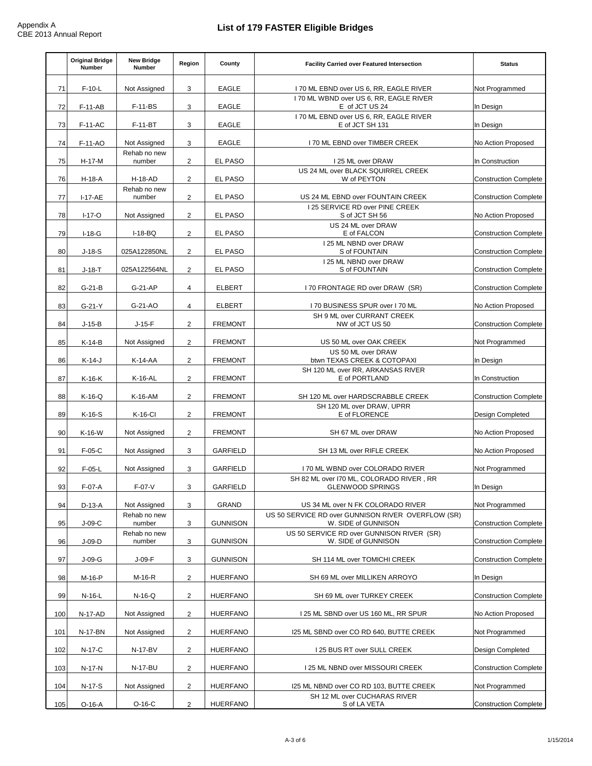# List of 179 FASTER Eligible Bridges

| | Original Bridge Number | New Bridge Number | Region | County | Facility Carried over Featured Intersection | Status |
|---|---|---|---|---|---|---|
| 71 | F-10-L | Not Assigned | 3 | EAGLE | I 70 ML EBND over US 6, RR, EAGLE RIVER | Not Programmed |
| 72 | F-11-AB | F-11-BS | 3 | EAGLE | I 70 ML WBND over US 6, RR, EAGLE RIVER E of JCT US 24 | In Design |
| 73 | F-11-AC | F-11-BT | 3 | EAGLE | I 70 ML EBND over US 6, RR, EAGLE RIVER E of JCT SH 131 | In Design |
| 74 | F-11-AO | Not Assigned | 3 | EAGLE | I 70 ML EBND over TIMBER CREEK | No Action Proposed |
| 75 | H-17-M | Rehab no new number | 2 | EL PASO | I 25 ML over DRAW | In Construction |
| 76 | H-18-A | H-18-AD | 2 | EL PASO | US 24 ML over BLACK SQUIRREL CREEK W of PEYTON | Construction Complete |
| 77 | I-17-AE | Rehab no new number | 2 | EL PASO | US 24 ML EBND over FOUNTAIN CREEK | Construction Complete |
| 78 | I-17-O | Not Assigned | 2 | EL PASO | I 25 SERVICE RD over PINE CREEK S of JCT SH 56 | No Action Proposed |
| 79 | I-18-G | I-18-BQ | 2 | EL PASO | US 24 ML over DRAW E of FALCON | Construction Complete |
| 80 | J-18-S | 025A122850NL | 2 | EL PASO | I 25 ML NBND over DRAW S of FOUNTAIN | Construction Complete |
| 81 | J-18-T | 025A122564NL | 2 | EL PASO | I 25 ML NBND over DRAW S of FOUNTAIN | Construction Complete |
| 82 | G-21-B | G-21-AP | 4 | ELBERT | I 70 FRONTAGE RD over DRAW (SR) | Construction Complete |
| 83 | G-21-Y | G-21-AO | 4 | ELBERT | I 70 BUSINESS SPUR over I 70 ML | No Action Proposed |
| 84 | J-15-B | J-15-F | 2 | FREMONT | SH 9 ML over CURRANT CREEK NW of JCT US 50 | Construction Complete |
| 85 | K-14-B | Not Assigned | 2 | FREMONT | US 50 ML over OAK CREEK | Not Programmed |
| 86 | K-14-J | K-14-AA | 2 | FREMONT | US 50 ML over DRAW btwn TEXAS CREEK & COTOPAXI | In Design |
| 87 | K-16-K | K-16-AL | 2 | FREMONT | SH 120 ML over RR, ARKANSAS RIVER E of PORTLAND | In Construction |
| 88 | K-16-Q | K-16-AM | 2 | FREMONT | SH 120 ML over HARDSCRABBLE CREEK | Construction Complete |
| 89 | K-16-S | K-16-CI | 2 | FREMONT | SH 120 ML over DRAW, UPRR E of FLORENCE | Design Completed |
| 90 | K-16-W | Not Assigned | 2 | FREMONT | SH 67 ML over DRAW | No Action Proposed |
| 91 | F-05-C | Not Assigned | 3 | GARFIELD | SH 13 ML over RIFLE CREEK | No Action Proposed |
| 92 | F-05-L | Not Assigned | 3 | GARFIELD | I 70 ML WBND over COLORADO RIVER | Not Programmed |
| 93 | F-07-A | F-07-V | 3 | GARFIELD | SH 82 ML over I70 ML, COLORADO RIVER , RR GLENWOOD SPRINGS | In Design |
| 94 | D-13-A | Not Assigned | 3 | GRAND | US 34 ML over N FK COLORADO RIVER | Not Programmed |
| 95 | J-09-C | Rehab no new number | 3 | GUNNISON | US 50 SERVICE RD over GUNNISON RIVER OVERFLOW (SR) W. SIDE of GUNNISON | Construction Complete |
| 96 | J-09-D | Rehab no new number | 3 | GUNNISON | US 50 SERVICE RD over GUNNISON RIVER (SR) W. SIDE of GUNNISON | Construction Complete |
| 97 | J-09-G | J-09-F | 3 | GUNNISON | SH 114 ML over TOMICHI CREEK | Construction Complete |
| 98 | M-16-P | M-16-R | 2 | HUERFANO | SH 69 ML over MILLIKEN ARROYO | In Design |
| 99 | N-16-L | N-16-Q | 2 | HUERFANO | SH 69 ML over TURKEY CREEK | Construction Complete |
| 100 | N-17-AD | Not Assigned | 2 | HUERFANO | I 25 ML SBND over US 160 ML, RR SPUR | No Action Proposed |
| 101 | N-17-BN | Not Assigned | 2 | HUERFANO | I25 ML SBND over CO RD 640, BUTTE CREEK | Not Programmed |
| 102 | N-17-C | N-17-BV | 2 | HUERFANO | I 25 BUS RT over SULL CREEK | Design Completed |
| 103 | N-17-N | N-17-BU | 2 | HUERFANO | I 25 ML NBND over MISSOURI CREEK | Construction Complete |
| 104 | N-17-S | Not Assigned | 2 | HUERFANO | I25 ML NBND over CO RD 103, BUTTE CREEK | Not Programmed |
| 105 | O-16-A | O-16-C | 2 | HUERFANO | SH 12 ML over CUCHARAS RIVER S of LA VETA | Construction Complete |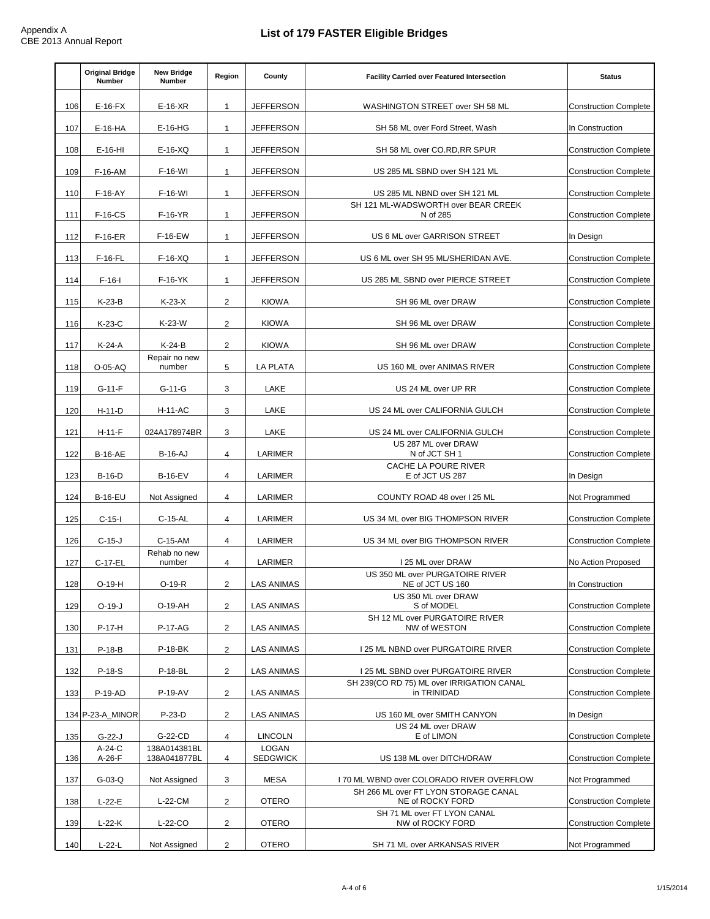# List of 179 FASTER Eligible Bridges

| | Original Bridge Number | New Bridge Number | Region | County | Facility Carried over Featured Intersection | Status |
|---|---|---|---|---|---|---|
| 106 | E-16-FX | E-16-XR | 1 | JEFFERSON | WASHINGTON STREET over SH 58 ML | Construction Complete |
| 107 | E-16-HA | E-16-HG | 1 | JEFFERSON | SH 58 ML over Ford Street, Wash | In Construction |
| 108 | E-16-HI | E-16-XQ | 1 | JEFFERSON | SH 58 ML over CO.RD,RR SPUR | Construction Complete |
| 109 | F-16-AM | F-16-WI | 1 | JEFFERSON | US 285 ML SBND over SH 121 ML | Construction Complete |
| 110 | F-16-AY | F-16-WI | 1 | JEFFERSON | US 285 ML NBND over SH 121 ML | Construction Complete |
| 111 | F-16-CS | F-16-YR | 1 | JEFFERSON | SH 121 ML-WADSWORTH over BEAR CREEK N of 285 | Construction Complete |
| 112 | F-16-ER | F-16-EW | 1 | JEFFERSON | US 6 ML over GARRISON STREET | In Design |
| 113 | F-16-FL | F-16-XQ | 1 | JEFFERSON | US 6 ML over SH 95 ML/SHERIDAN AVE. | Construction Complete |
| 114 | F-16-I | F-16-YK | 1 | JEFFERSON | US 285 ML SBND over PIERCE STREET | Construction Complete |
| 115 | K-23-B | K-23-X | 2 | KIOWA | SH 96 ML over DRAW | Construction Complete |
| 116 | K-23-C | K-23-W | 2 | KIOWA | SH 96 ML over DRAW | Construction Complete |
| 117 | K-24-A | K-24-B | 2 | KIOWA | SH 96 ML over DRAW | Construction Complete |
| 118 | O-05-AQ | Repair no new number | 5 | LA PLATA | US 160 ML over ANIMAS RIVER | Construction Complete |
| 119 | G-11-F | G-11-G | 3 | LAKE | US 24 ML over UP RR | Construction Complete |
| 120 | H-11-D | H-11-AC | 3 | LAKE | US 24 ML over CALIFORNIA GULCH | Construction Complete |
| 121 | H-11-F | 024A178974BR | 3 | LAKE | US 24 ML over CALIFORNIA GULCH | Construction Complete |
| 122 | B-16-AE | B-16-AJ | 4 | LARIMER | US 287 ML over DRAW N of JCT SH 1 | Construction Complete |
| 123 | B-16-D | B-16-EV | 4 | LARIMER | CACHE LA POURE RIVER E of JCT US 287 | In Design |
| 124 | B-16-EU | Not Assigned | 4 | LARIMER | COUNTY ROAD 48 over I 25 ML | Not Programmed |
| 125 | C-15-I | C-15-AL | 4 | LARIMER | US 34 ML over BIG THOMPSON RIVER | Construction Complete |
| 126 | C-15-J | C-15-AM | 4 | LARIMER | US 34 ML over BIG THOMPSON RIVER | Construction Complete |
| 127 | C-17-EL | Rehab no new number | 4 | LARIMER | I 25 ML over DRAW | No Action Proposed |
| 128 | O-19-H | O-19-R | 2 | LAS ANIMAS | US 350 ML over PURGATOIRE RIVER NE of JCT US 160 | In Construction |
| 129 | O-19-J | O-19-AH | 2 | LAS ANIMAS | US 350 ML over DRAW S of MODEL | Construction Complete |
| 130 | P-17-H | P-17-AG | 2 | LAS ANIMAS | SH 12 ML over PURGATOIRE RIVER NW of WESTON | Construction Complete |
| 131 | P-18-B | P-18-BK | 2 | LAS ANIMAS | I 25 ML NBND over PURGATOIRE RIVER | Construction Complete |
| 132 | P-18-S | P-18-BL | 2 | LAS ANIMAS | I 25 ML SBND over PURGATOIRE RIVER | Construction Complete |
| 133 | P-19-AD | P-19-AV | 2 | LAS ANIMAS | SH 239(CO RD 75) ML over IRRIGATION CANAL in TRINIDAD | Construction Complete |
| 134 | P-23-A_MINOR | P-23-D | 2 | LAS ANIMAS | US 160 ML over SMITH CANYON | In Design |
| 135 | G-22-J | G-22-CD | 4 | LINCOLN | US 24 ML over DRAW E of LIMON | Construction Complete |
| 136 | A-24-C A-26-F | 138A014381BL 138A041877BL | 4 | LOGAN SEDGWICK | US 138 ML over DITCH/DRAW | Construction Complete |
| 137 | G-03-Q | Not Assigned | 3 | MESA | I 70 ML WBND over COLORADO RIVER OVERFLOW | Not Programmed |
| 138 | L-22-E | L-22-CM | 2 | OTERO | SH 266 ML over FT LYON STORAGE CANAL NE of ROCKY FORD | Construction Complete |
| 139 | L-22-K | L-22-CO | 2 | OTERO | SH 71 ML over FT LYON CANAL NW of ROCKY FORD | Construction Complete |
| 140 | L-22-L | Not Assigned | 2 | OTERO | SH 71 ML over ARKANSAS RIVER | Not Programmed |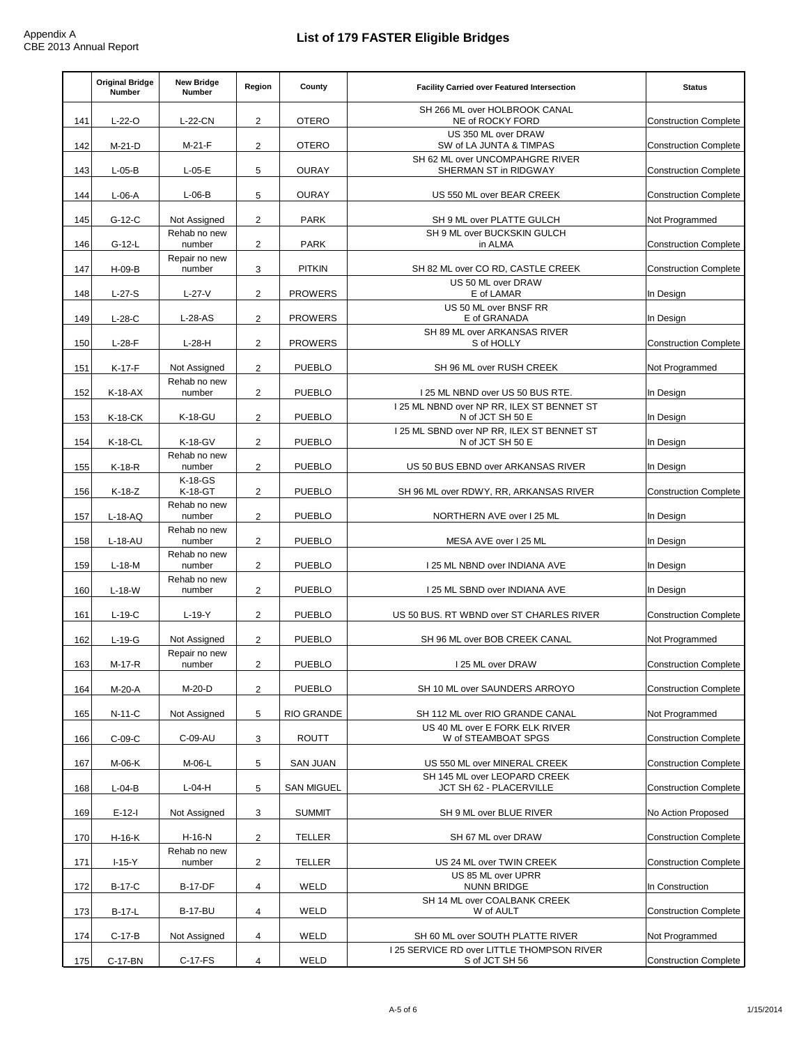Appendix A
CBE 2013 Annual Report

# List of 179 FASTER Eligible Bridges

| | Original Bridge Number | New Bridge Number | Region | County | Facility Carried over Featured Intersection | Status |
|---|---|---|---|---|---|---|
| 141 | L-22-O | L-22-CN | 2 | OTERO | SH 266 ML over HOLBROOK CANAL NE of ROCKY FORD | Construction Complete |
| 142 | M-21-D | M-21-F | 2 | OTERO | US 350 ML over DRAW SW of LA JUNTA & TIMPAS | Construction Complete |
| 143 | L-05-B | L-05-E | 5 | OURAY | SH 62 ML over UNCOMPAHGRE RIVER SHERMAN ST in RIDGWAY | Construction Complete |
| 144 | L-06-A | L-06-B | 5 | OURAY | US 550 ML over BEAR CREEK | Construction Complete |
| 145 | G-12-C | Not Assigned | 2 | PARK | SH 9 ML over PLATTE GULCH | Not Programmed |
| 146 | G-12-L | Rehab no new number | 2 | PARK | SH 9 ML over BUCKSKIN GULCH in ALMA | Construction Complete |
| 147 | H-09-B | Repair no new number | 3 | PITKIN | SH 82 ML over CO RD, CASTLE CREEK | Construction Complete |
| 148 | L-27-S | L-27-V | 2 | PROWERS | US 50 ML over DRAW E of LAMAR | In Design |
| 149 | L-28-C | L-28-AS | 2 | PROWERS | US 50 ML over BNSF RR E of GRANADA | In Design |
| 150 | L-28-F | L-28-H | 2 | PROWERS | SH 89 ML over ARKANSAS RIVER S of HOLLY | Construction Complete |
| 151 | K-17-F | Not Assigned | 2 | PUEBLO | SH 96 ML over RUSH CREEK | Not Programmed |
| 152 | K-18-AX | Rehab no new number | 2 | PUEBLO | I 25 ML NBND over US 50 BUS RTE. | In Design |
| 153 | K-18-CK | K-18-GU | 2 | PUEBLO | I 25 ML NBND over NP RR, ILEX ST BENNET ST N of JCT SH 50 E | In Design |
| 154 | K-18-CL | K-18-GV | 2 | PUEBLO | I 25 ML SBND over NP RR, ILEX ST BENNET ST N of JCT SH 50 E | In Design |
| 155 | K-18-R | Rehab no new number | 2 | PUEBLO | US 50 BUS EBND over ARKANSAS RIVER | In Design |
| 156 | K-18-Z | K-18-GS K-18-GT | 2 | PUEBLO | SH 96 ML over RDWY, RR, ARKANSAS RIVER | Construction Complete |
| 157 | L-18-AQ | Rehab no new number | 2 | PUEBLO | NORTHERN AVE over I 25 ML | In Design |
| 158 | L-18-AU | Rehab no new number | 2 | PUEBLO | MESA AVE over I 25 ML | In Design |
| 159 | L-18-M | Rehab no new number | 2 | PUEBLO | I 25 ML NBND over INDIANA AVE | In Design |
| 160 | L-18-W | Rehab no new number | 2 | PUEBLO | I 25 ML SBND over INDIANA AVE | In Design |
| 161 | L-19-C | L-19-Y | 2 | PUEBLO | US 50 BUS. RT WBND over ST CHARLES RIVER | Construction Complete |
| 162 | L-19-G | Not Assigned | 2 | PUEBLO | SH 96 ML over BOB CREEK CANAL | Not Programmed |
| 163 | M-17-R | Repair no new number | 2 | PUEBLO | I 25 ML over DRAW | Construction Complete |
| 164 | M-20-A | M-20-D | 2 | PUEBLO | SH 10 ML over SAUNDERS ARROYO | Construction Complete |
| 165 | N-11-C | Not Assigned | 5 | RIO GRANDE | SH 112 ML over RIO GRANDE CANAL | Not Programmed |
| 166 | C-09-C | C-09-AU | 3 | ROUTT | US 40 ML over E FORK ELK RIVER W of STEAMBOAT SPGS | Construction Complete |
| 167 | M-06-K | M-06-L | 5 | SAN JUAN | US 550 ML over MINERAL CREEK | Construction Complete |
| 168 | L-04-B | L-04-H | 5 | SAN MIGUEL | SH 145 ML over LEOPARD CREEK JCT SH 62 - PLACERVILLE | Construction Complete |
| 169 | E-12-I | Not Assigned | 3 | SUMMIT | SH 9 ML over BLUE RIVER | No Action Proposed |
| 170 | H-16-K | H-16-N | 2 | TELLER | SH 67 ML over DRAW | Construction Complete |
| 171 | I-15-Y | Rehab no new number | 2 | TELLER | US 24 ML over TWIN CREEK | Construction Complete |
| 172 | B-17-C | B-17-DF | 4 | WELD | US 85 ML over UPRR NUNN BRIDGE | In Construction |
| 173 | B-17-L | B-17-BU | 4 | WELD | SH 14 ML over COALBANK CREEK W of AULT | Construction Complete |
| 174 | C-17-B | Not Assigned | 4 | WELD | SH 60 ML over SOUTH PLATTE RIVER | Not Programmed |
| 175 | C-17-BN | C-17-FS | 4 | WELD | I 25 SERVICE RD over LITTLE THOMPSON RIVER S of JCT SH 56 | Construction Complete |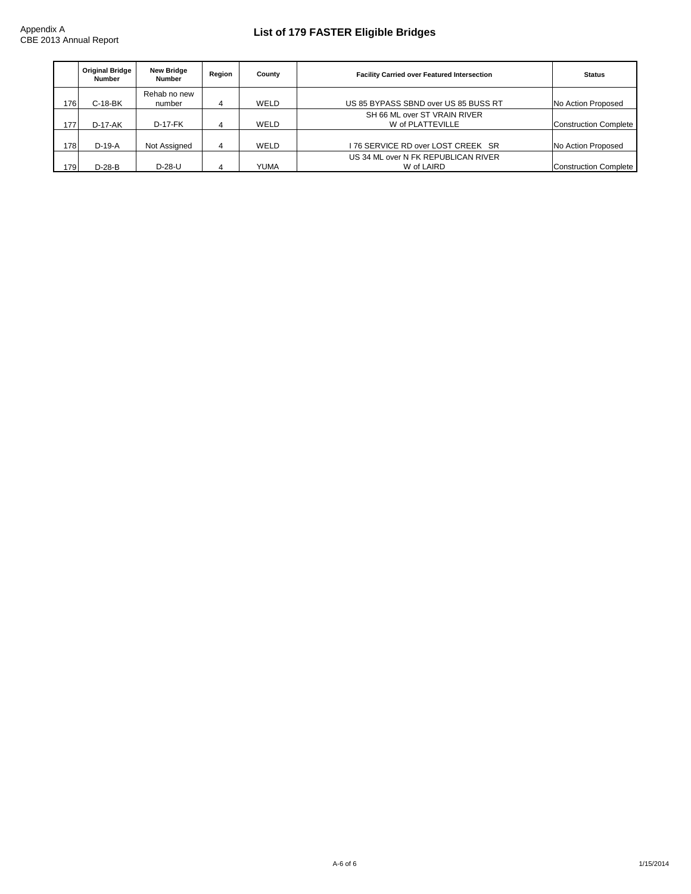# List of 179 FASTER Eligible Bridges

|  | Original Bridge Number | New Bridge Number | Region | County | Facility Carried over Featured Intersection | Status |
|---|---|---|---|---|---|---|
| 176 | C-18-BK | Rehab no new number | 4 | WELD | US 85 BYPASS SBND over US 85 BUSS RT | No Action Proposed |
| 177 | D-17-AK | D-17-FK | 4 | WELD | SH 66 ML over ST VRAIN RIVER W of PLATTEVILLE | Construction Complete |
| 178 | D-19-A | Not Assigned | 4 | WELD | I 76 SERVICE RD over LOST CREEK SR | No Action Proposed |
| 179 | D-28-B | D-28-U | 4 | YUMA | US 34 ML over N FK REPUBLICAN RIVER W of LAIRD | Construction Complete |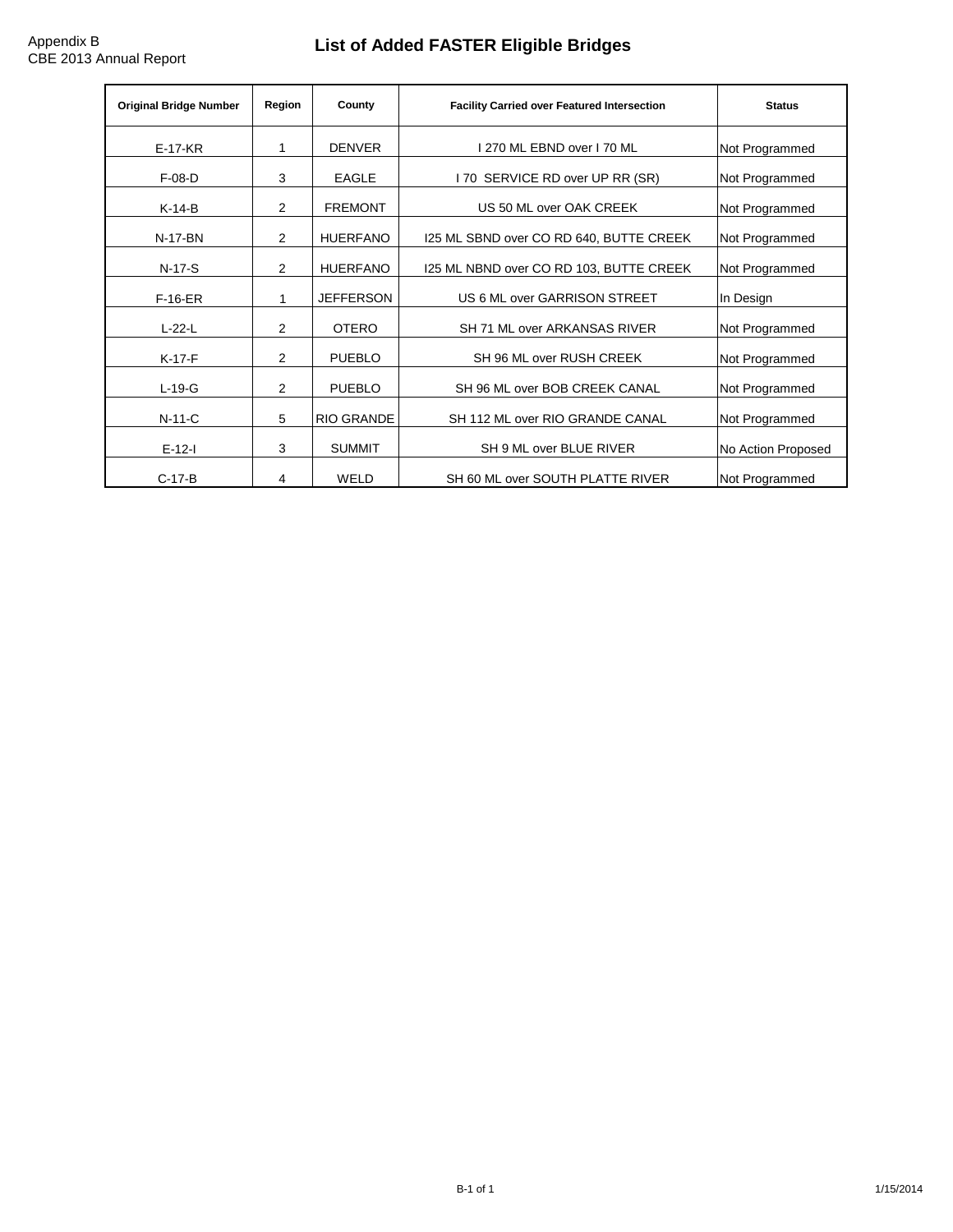Appendix B
CBE 2013 Annual Report

# List of Added FASTER Eligible Bridges

| Original Bridge Number | Region | County | Facility Carried over Featured Intersection | Status |
|---|---|---|---|---|
| E-17-KR | 1 | DENVER | I 270 ML EBND over I 70 ML | Not Programmed |
| F-08-D | 3 | EAGLE | I 70 SERVICE RD over UP RR (SR) | Not Programmed |
| K-14-B | 2 | FREMONT | US 50 ML over OAK CREEK | Not Programmed |
| N-17-BN | 2 | HUERFANO | I25 ML SBND over CO RD 640, BUTTE CREEK | Not Programmed |
| N-17-S | 2 | HUERFANO | I25 ML NBND over CO RD 103, BUTTE CREEK | Not Programmed |
| F-16-ER | 1 | JEFFERSON | US 6 ML over GARRISON STREET | In Design |
| L-22-L | 2 | OTERO | SH 71 ML over ARKANSAS RIVER | Not Programmed |
| K-17-F | 2 | PUEBLO | SH 96 ML over RUSH CREEK | Not Programmed |
| L-19-G | 2 | PUEBLO | SH 96 ML over BOB CREEK CANAL | Not Programmed |
| N-11-C | 5 | RIO GRANDE | SH 112 ML over RIO GRANDE CANAL | Not Programmed |
| E-12-I | 3 | SUMMIT | SH 9 ML over BLUE RIVER | No Action Proposed |
| C-17-B | 4 | WELD | SH 60 ML over SOUTH PLATTE RIVER | Not Programmed |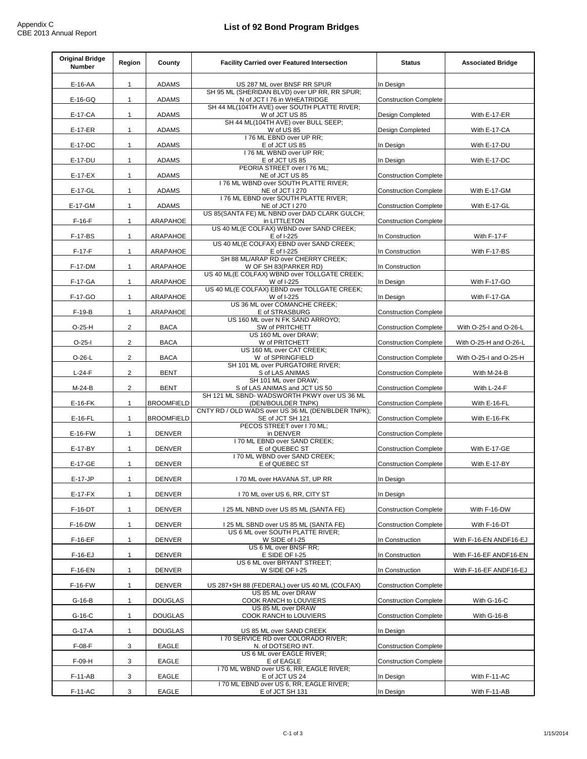Appendix C
CBE 2013 Annual Report

# List of 92 Bond Program Bridges

| Original Bridge Number | Region | County | Facility Carried over Featured Intersection | Status | Associated Bridge |
|---|---|---|---|---|---|
| E-16-AA | 1 | ADAMS | US 287 ML over BNSF RR SPUR | In Design | |
| E-16-GQ | 1 | ADAMS | SH 95 ML (SHERIDAN BLVD) over UP RR, RR SPUR; N of JCT I 76 in WHEATRIDGE | Construction Complete | |
| E-17-CA | 1 | ADAMS | SH 44 ML(104TH AVE) over SOUTH PLATTE RIVER; W of JCT US 85 | Design Completed | With E-17-ER |
| E-17-ER | 1 | ADAMS | SH 44 ML(104TH AVE) over BULL SEEP; W of US 85 | Design Completed | With E-17-CA |
| E-17-DC | 1 | ADAMS | I 76 ML EBND over UP RR; E of JCT US 85 | In Design | With E-17-DU |
| E-17-DU | 1 | ADAMS | I 76 ML WBND over UP RR; E of JCT US 85 | In Design | With E-17-DC |
| E-17-EX | 1 | ADAMS | PEORIA STREET over I 76 ML; NE of JCT US 85 | Construction Complete | |
| E-17-GL | 1 | ADAMS | I 76 ML WBND over SOUTH PLATTE RIVER; NE of JCT I 270 | Construction Complete | With E-17-GM |
| E-17-GM | 1 | ADAMS | I 76 ML EBND over SOUTH PLATTE RIVER; NE of JCT I 270 | Construction Complete | With E-17-GL |
| F-16-F | 1 | ARAPAHOE | US 85(SANTA FE) ML NBND over DAD CLARK GULCH; in LITTLETON | Construction Complete | |
| F-17-BS | 1 | ARAPAHOE | US 40 ML(E COLFAX) WBND over SAND CREEK; E of I-225 | In Construction | With F-17-F |
| F-17-F | 1 | ARAPAHOE | US 40 ML(E COLFAX) EBND over SAND CREEK; E of I-225 | In Construction | With F-17-BS |
| F-17-DM | 1 | ARAPAHOE | SH 88 ML/ARAP RD over CHERRY CREEK; W OF SH 83(PARKER RD) | In Construction | |
| F-17-GA | 1 | ARAPAHOE | US 40 ML(E COLFAX) WBND over TOLLGATE CREEK; W of I-225 | In Design | With F-17-GO |
| F-17-GO | 1 | ARAPAHOE | US 40 ML(E COLFAX) EBND over TOLLGATE CREEK; W of I-225 | In Design | With F-17-GA |
| F-19-B | 1 | ARAPAHOE | US 36 ML over COMANCHE CREEK; E of STRASBURG | Construction Complete | |
| O-25-H | 2 | BACA | US 160 ML over N FK SAND ARROYO; SW of PRITCHETT | Construction Complete | With O-25-I and O-26-L |
| O-25-I | 2 | BACA | US 160 ML over DRAW; W of PRITCHETT | Construction Complete | With O-25-H and O-26-L |
| O-26-L | 2 | BACA | US 160 ML over CAT CREEK; W of SPRINGFIELD | Construction Complete | With O-25-I and O-25-H |
| L-24-F | 2 | BENT | SH 101 ML over PURGATOIRE RIVER; S of LAS ANIMAS | Construction Complete | With M-24-B |
| M-24-B | 2 | BENT | SH 101 ML over DRAW; S of LAS ANIMAS and JCT US 50 | Construction Complete | With L-24-F |
| E-16-FK | 1 | BROOMFIELD | SH 121 ML SBND- WADSWORTH PKWY over US 36 ML (DEN/BOULDER TNPK) | Construction Complete | With E-16-FL |
| E-16-FL | 1 | BROOMFIELD | CNTY RD / OLD WADS over US 36 ML (DEN/BLDER TNPK); SE of JCT SH 121 | Construction Complete | With E-16-FK |
| E-16-FW | 1 | DENVER | PECOS STREET over I 70 ML; in DENVER | Construction Complete | |
| E-17-BY | 1 | DENVER | I 70 ML EBND over SAND CREEK; E of QUEBEC ST | Construction Complete | With E-17-GE |
| E-17-GE | 1 | DENVER | I 70 ML WBND over SAND CREEK; E of QUEBEC ST | Construction Complete | With E-17-BY |
| E-17-JP | 1 | DENVER | I 70 ML over HAVANA ST, UP RR | In Design | |
| E-17-FX | 1 | DENVER | I 70 ML over US 6, RR, CITY ST | In Design | |
| F-16-DT | 1 | DENVER | I 25 ML NBND over US 85 ML (SANTA FE) | Construction Complete | With F-16-DW |
| F-16-DW | 1 | DENVER | I 25 ML SBND over US 85 ML (SANTA FE) | Construction Complete | With F-16-DT |
| F-16-EF | 1 | DENVER | US 6 ML over SOUTH PLATTE RIVER; W SIDE of I-25 | In Construction | With F-16-EN ANDF16-EJ |
| F-16-EJ | 1 | DENVER | US 6 ML over BNSF RR; E SIDE OF I-25 | In Construction | With F-16-EF ANDF16-EN |
| F-16-EN | 1 | DENVER | US 6 ML over BRYANT STREET; W SIDE OF I-25 | In Construction | With F-16-EF ANDF16-EJ |
| F-16-FW | 1 | DENVER | US 287+SH 88 (FEDERAL) over US 40 ML (COLFAX) | Construction Complete | |
| G-16-B | 1 | DOUGLAS | US 85 ML over DRAW COOK RANCH to LOUVIERS | Construction Complete | With G-16-C |
| G-16-C | 1 | DOUGLAS | US 85 ML over DRAW COOK RANCH to LOUVIERS | Construction Complete | With G-16-B |
| G-17-A | 1 | DOUGLAS | US 85 ML over SAND CREEK | In Design | |
| F-08-F | 3 | EAGLE | I 70 SERVICE RD over COLORADO RIVER; N. of DOTSERO INT. | Construction Complete | |
| F-09-H | 3 | EAGLE | US 6 ML over EAGLE RIVER; E of EAGLE | Construction Complete | |
| F-11-AB | 3 | EAGLE | I 70 ML WBND over US 6, RR, EAGLE RIVER; E of JCT US 24 | In Design | With F-11-AC |
| F-11-AC | 3 | EAGLE | I 70 ML EBND over US 6, RR, EAGLE RIVER; E of JCT SH 131 | In Design | With F-11-AB |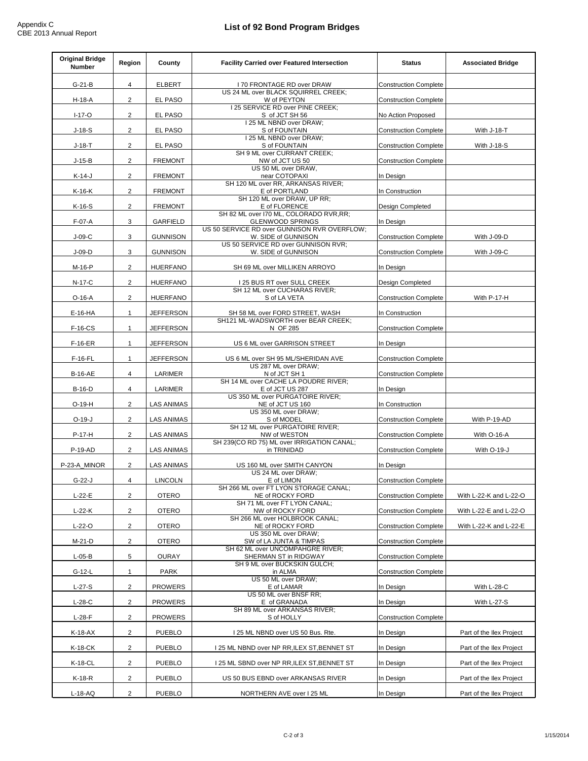Appendix C
CBE 2013 Annual Report

# List of 92 Bond Program Bridges

| Original Bridge Number | Region | County | Facility Carried over Featured Intersection | Status | Associated Bridge |
|---|---|---|---|---|---|
| G-21-B | 4 | ELBERT | I 70 FRONTAGE RD over DRAW | Construction Complete | |
| H-18-A | 2 | EL PASO | US 24 ML over BLACK SQUIRREL CREEK; W of PEYTON | Construction Complete | |
| I-17-O | 2 | EL PASO | I 25 SERVICE RD over PINE CREEK; S of JCT SH 56 | No Action Proposed | |
| J-18-S | 2 | EL PASO | I 25 ML NBND over DRAW; S of FOUNTAIN | Construction Complete | With J-18-T |
| J-18-T | 2 | EL PASO | I 25 ML NBND over DRAW; S of FOUNTAIN | Construction Complete | With J-18-S |
| J-15-B | 2 | FREMONT | SH 9 ML over CURRANT CREEK; NW of JCT US 50 | Construction Complete | |
| K-14-J | 2 | FREMONT | US 50 ML over DRAW, near COTOPAXI | In Design | |
| K-16-K | 2 | FREMONT | SH 120 ML over RR, ARKANSAS RIVER; E of PORTLAND | In Construction | |
| K-16-S | 2 | FREMONT | SH 120 ML over DRAW, UP RR; E of FLORENCE | Design Completed | |
| F-07-A | 3 | GARFIELD | SH 82 ML over I70 ML, COLORADO RVR,RR; GLENWOOD SPRINGS | In Design | |
| J-09-C | 3 | GUNNISON | US 50 SERVICE RD over GUNNISON RVR OVERFLOW; W. SIDE of GUNNISON | Construction Complete | With J-09-D |
| J-09-D | 3 | GUNNISON | US 50 SERVICE RD over GUNNISON RVR; W. SIDE of GUNNISON | Construction Complete | With J-09-C |
| M-16-P | 2 | HUERFANO | SH 69 ML over MILLIKEN ARROYO | In Design | |
| N-17-C | 2 | HUERFANO | I 25 BUS RT over SULL CREEK | Design Completed | |
| O-16-A | 2 | HUERFANO | SH 12 ML over CUCHARAS RIVER; S of LA VETA | Construction Complete | With P-17-H |
| E-16-HA | 1 | JEFFERSON | SH 58 ML over FORD STREET, WASH | In Construction | |
| F-16-CS | 1 | JEFFERSON | SH121 ML-WADSWORTH over BEAR CREEK; N OF 285 | Construction Complete | |
| F-16-ER | 1 | JEFFERSON | US 6 ML over GARRISON STREET | In Design | |
| F-16-FL | 1 | JEFFERSON | US 6 ML over SH 95 ML/SHERIDAN AVE | Construction Complete | |
| B-16-AE | 4 | LARIMER | US 287 ML over DRAW; N of JCT SH 1 | Construction Complete | |
| B-16-D | 4 | LARIMER | SH 14 ML over CACHE LA POUDRE RIVER; E of JCT US 287 | In Design | |
| O-19-H | 2 | LAS ANIMAS | US 350 ML over PURGATOIRE RIVER; NE of JCT US 160 | In Construction | |
| O-19-J | 2 | LAS ANIMAS | US 350 ML over DRAW; S of MODEL | Construction Complete | With P-19-AD |
| P-17-H | 2 | LAS ANIMAS | SH 12 ML over PURGATOIRE RIVER; NW of WESTON | Construction Complete | With O-16-A |
| P-19-AD | 2 | LAS ANIMAS | SH 239(CO RD 75) ML over IRRIGATION CANAL; in TRINIDAD | Construction Complete | With O-19-J |
| P-23-A_MINOR | 2 | LAS ANIMAS | US 160 ML over SMITH CANYON | In Design | |
| G-22-J | 4 | LINCOLN | US 24 ML over DRAW; E of LIMON | Construction Complete | |
| L-22-E | 2 | OTERO | SH 266 ML over FT LYON STORAGE CANAL; NE of ROCKY FORD | Construction Complete | With L-22-K and L-22-O |
| L-22-K | 2 | OTERO | SH 71 ML over FT LYON CANAL; NW of ROCKY FORD | Construction Complete | With L-22-E and L-22-O |
| L-22-O | 2 | OTERO | SH 266 ML over HOLBROOK CANAL; NE of ROCKY FORD | Construction Complete | With L-22-K and L-22-E |
| M-21-D | 2 | OTERO | US 350 ML over DRAW; SW of LA JUNTA & TIMPAS | Construction Complete | |
| L-05-B | 5 | OURAY | SH 62 ML over UNCOMPAHGRE RIVER; SHERMAN ST in RIDGWAY | Construction Complete | |
| G-12-L | 1 | PARK | SH 9 ML over BUCKSKIN GULCH; in ALMA | Construction Complete | |
| L-27-S | 2 | PROWERS | US 50 ML over DRAW; E of LAMAR | In Design | With L-28-C |
| L-28-C | 2 | PROWERS | US 50 ML over BNSF RR; E of GRANADA | In Design | With L-27-S |
| L-28-F | 2 | PROWERS | SH 89 ML over ARKANSAS RIVER; S of HOLLY | Construction Complete | |
| K-18-AX | 2 | PUEBLO | I 25 ML NBND over US 50 Bus. Rte. | In Design | Part of the Ilex Project |
| K-18-CK | 2 | PUEBLO | I 25 ML NBND over NP RR,ILEX ST,BENNET ST | In Design | Part of the Ilex Project |
| K-18-CL | 2 | PUEBLO | I 25 ML SBND over NP RR,ILEX ST,BENNET ST | In Design | Part of the Ilex Project |
| K-18-R | 2 | PUEBLO | US 50 BUS EBND over ARKANSAS RIVER | In Design | Part of the Ilex Project |
| L-18-AQ | 2 | PUEBLO | NORTHERN AVE over I 25 ML | In Design | Part of the Ilex Project |

1/15/2014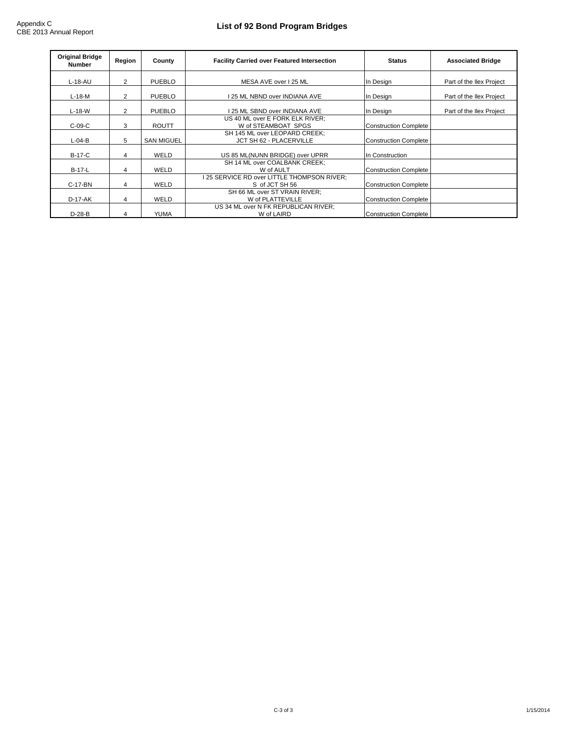Appendix C
CBE 2013 Annual Report

# List of 92 Bond Program Bridges

| Original Bridge Number | Region | County | Facility Carried over Featured Intersection | Status | Associated Bridge |
|---|---|---|---|---|---|
| L-18-AU | 2 | PUEBLO | MESA AVE over I 25 ML | In Design | Part of the Ilex Project |
| L-18-M | 2 | PUEBLO | I 25 ML NBND over INDIANA AVE | In Design | Part of the Ilex Project |
| L-18-W | 2 | PUEBLO | I 25 ML SBND over INDIANA AVE | In Design | Part of the Ilex Project |
| C-09-C | 3 | ROUTT | US 40 ML over E FORK ELK RIVER; W of STEAMBOAT SPGS | Construction Complete | |
| L-04-B | 5 | SAN MIGUEL | SH 145 ML over LEOPARD CREEK; JCT SH 62 - PLACERVILLE | Construction Complete | |
| B-17-C | 4 | WELD | US 85 ML(NUNN BRIDGE) over UPRR | In Construction | |
| B-17-L | 4 | WELD | SH 14 ML over COALBANK CREEK; W of AULT | Construction Complete | |
| C-17-BN | 4 | WELD | I 25 SERVICE RD over LITTLE THOMPSON RIVER; S of JCT SH 56 | Construction Complete | |
| D-17-AK | 4 | WELD | SH 66 ML over ST VRAIN RIVER; W of PLATTEVILLE | Construction Complete | |
| D-28-B | 4 | YUMA | US 34 ML over N FK REPUBLICAN RIVER; W of LAIRD | Construction Complete | |

1/15/2014